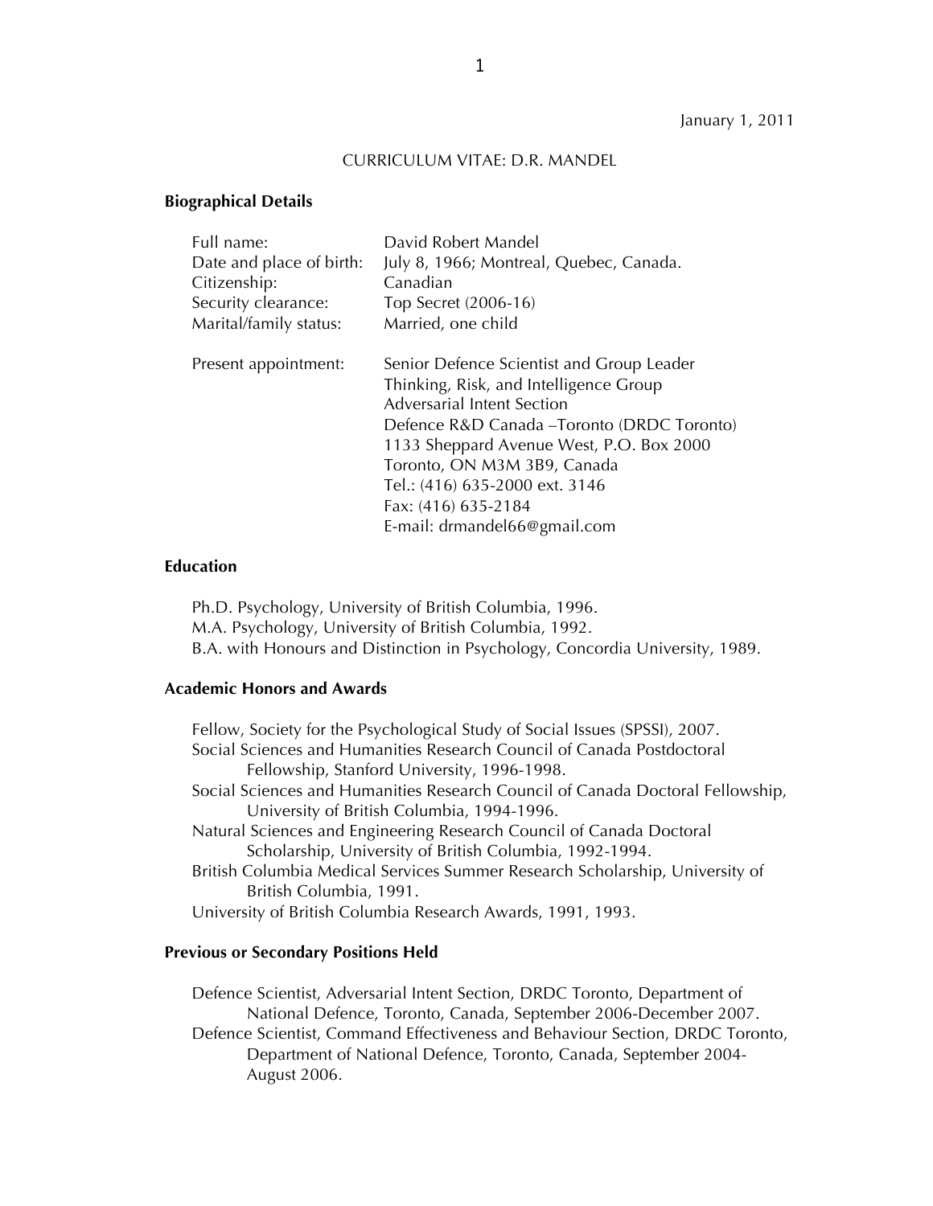January 1, 2011

# CURRICULUM VITAE: D.R. MANDEL

## Biographical Details

| | |
|---|---|
| Full name: | David Robert Mandel |
| Date and place of birth: | July 8, 1966; Montreal, Quebec, Canada. |
| Citizenship: | Canadian |
| Security clearance: | Top Secret (2006-16) |
| Marital/family status: | Married, one child |
| Present appointment: | Senior Defence Scientist and Group Leader<br>Thinking, Risk, and Intelligence Group<br>Adversarial Intent Section<br>Defence R&D Canada –Toronto (DRDC Toronto)<br>1133 Sheppard Avenue West, P.O. Box 2000<br>Toronto, ON M3M 3B9, Canada<br>Tel.: (416) 635-2000 ext. 3146<br>Fax: (416) 635-2184<br>E-mail: drmandel66@gmail.com |

## Education

Ph.D. Psychology, University of British Columbia, 1996.
M.A. Psychology, University of British Columbia, 1992.
B.A. with Honours and Distinction in Psychology, Concordia University, 1989.

## Academic Honors and Awards

- Fellow, Society for the Psychological Study of Social Issues (SPSSI), 2007.
- Social Sciences and Humanities Research Council of Canada Postdoctoral Fellowship, Stanford University, 1996-1998.
- Social Sciences and Humanities Research Council of Canada Doctoral Fellowship, University of British Columbia, 1994-1996.
- Natural Sciences and Engineering Research Council of Canada Doctoral Scholarship, University of British Columbia, 1992-1994.
- British Columbia Medical Services Summer Research Scholarship, University of British Columbia, 1991.
- University of British Columbia Research Awards, 1991, 1993.

## Previous or Secondary Positions Held

- Defence Scientist, Adversarial Intent Section, DRDC Toronto, Department of National Defence, Toronto, Canada, September 2006-December 2007.
- Defence Scientist, Command Effectiveness and Behaviour Section, DRDC Toronto, Department of National Defence, Toronto, Canada, September 2004-August 2006.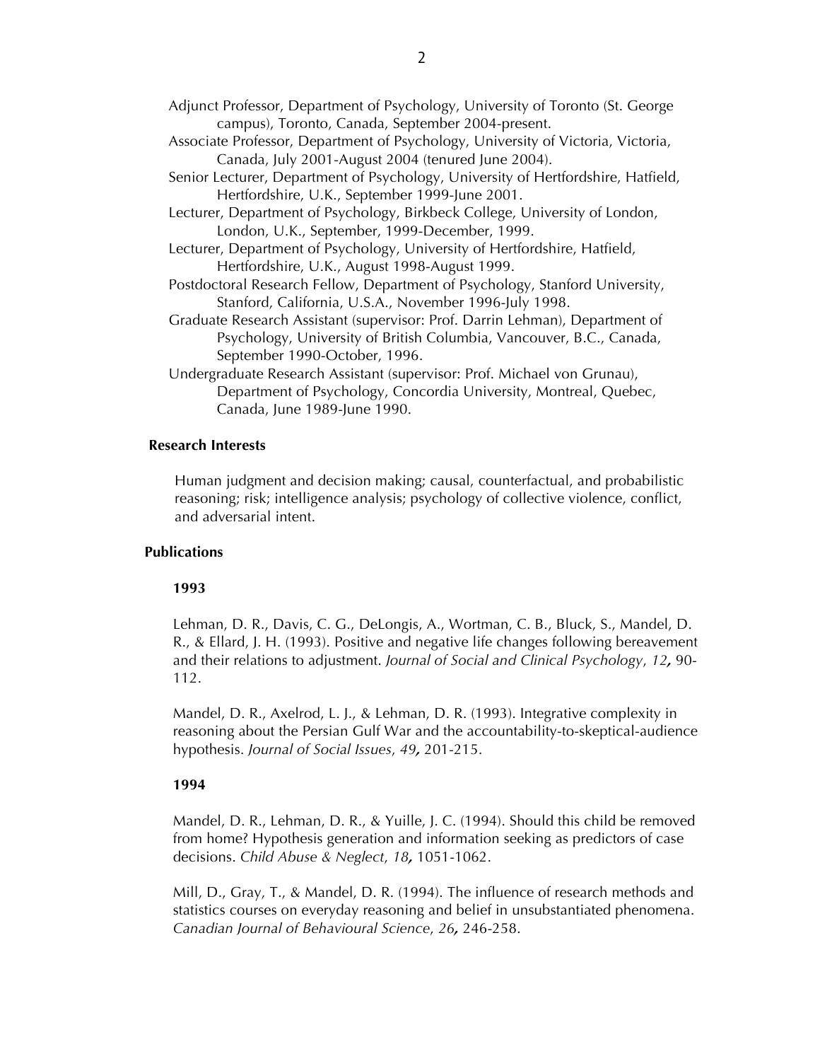Adjunct Professor, Department of Psychology, University of Toronto (St. George campus), Toronto, Canada, September 2004-present.

Associate Professor, Department of Psychology, University of Victoria, Victoria, Canada, July 2001-August 2004 (tenured June 2004).

Senior Lecturer, Department of Psychology, University of Hertfordshire, Hatfield, Hertfordshire, U.K., September 1999-June 2001.

Lecturer, Department of Psychology, Birkbeck College, University of London, London, U.K., September, 1999-December, 1999.

Lecturer, Department of Psychology, University of Hertfordshire, Hatfield, Hertfordshire, U.K., August 1998-August 1999.

Postdoctoral Research Fellow, Department of Psychology, Stanford University, Stanford, California, U.S.A., November 1996-July 1998.

Graduate Research Assistant (supervisor: Prof. Darrin Lehman), Department of Psychology, University of British Columbia, Vancouver, B.C., Canada, September 1990-October, 1996.

Undergraduate Research Assistant (supervisor: Prof. Michael von Grunau), Department of Psychology, Concordia University, Montreal, Quebec, Canada, June 1989-June 1990.

**Research Interests**

Human judgment and decision making; causal, counterfactual, and probabilistic reasoning; risk; intelligence analysis; psychology of collective violence, conflict, and adversarial intent.

**Publications**

**1993**

Lehman, D. R., Davis, C. G., DeLongis, A., Wortman, C. B., Bluck, S., Mandel, D. R., & Ellard, J. H. (1993). Positive and negative life changes following bereavement and their relations to adjustment. *Journal of Social and Clinical Psychology*, *12***,** 90-112.

Mandel, D. R., Axelrod, L. J., & Lehman, D. R. (1993). Integrative complexity in reasoning about the Persian Gulf War and the accountability-to-skeptical-audience hypothesis. *Journal of Social Issues*, *49***,** 201-215.

**1994**

Mandel, D. R., Lehman, D. R., & Yuille, J. C. (1994). Should this child be removed from home? Hypothesis generation and information seeking as predictors of case decisions. *Child Abuse & Neglect*, *18***,** 1051-1062.

Mill, D., Gray, T., & Mandel, D. R. (1994). The influence of research methods and statistics courses on everyday reasoning and belief in unsubstantiated phenomena. *Canadian Journal of Behavioural Science*, *26***,** 246-258.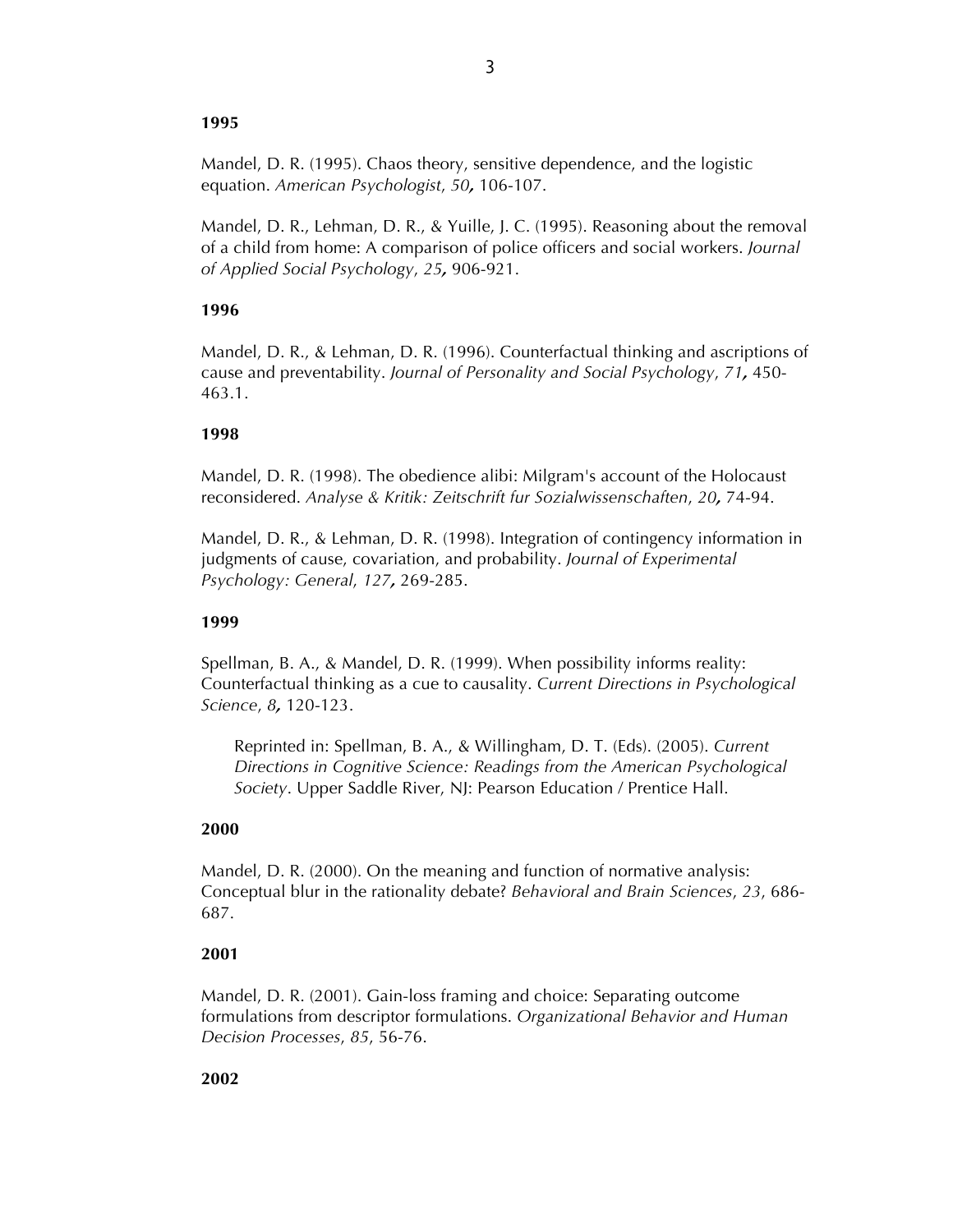**1995**

Mandel, D. R. (1995). Chaos theory, sensitive dependence, and the logistic equation. *American Psychologist*, *50*, 106-107.

Mandel, D. R., Lehman, D. R., & Yuille, J. C. (1995). Reasoning about the removal of a child from home: A comparison of police officers and social workers. *Journal of Applied Social Psychology*, *25*, 906-921.

**1996**

Mandel, D. R., & Lehman, D. R. (1996). Counterfactual thinking and ascriptions of cause and preventability. *Journal of Personality and Social Psychology*, *71*, 450-463.1.

**1998**

Mandel, D. R. (1998). The obedience alibi: Milgram's account of the Holocaust reconsidered. *Analyse & Kritik: Zeitschrift fur Sozialwissenschaften*, *20*, 74-94.

Mandel, D. R., & Lehman, D. R. (1998). Integration of contingency information in judgments of cause, covariation, and probability. *Journal of Experimental Psychology: General*, *127*, 269-285.

**1999**

Spellman, B. A., & Mandel, D. R. (1999). When possibility informs reality: Counterfactual thinking as a cue to causality. *Current Directions in Psychological Science*, *8*, 120-123.

> Reprinted in: Spellman, B. A., & Willingham, D. T. (Eds). (2005). *Current Directions in Cognitive Science: Readings from the American Psychological Society*. Upper Saddle River, NJ: Pearson Education / Prentice Hall.

**2000**

Mandel, D. R. (2000). On the meaning and function of normative analysis: Conceptual blur in the rationality debate? *Behavioral and Brain Sciences*, *23*, 686-687.

**2001**

Mandel, D. R. (2001). Gain-loss framing and choice: Separating outcome formulations from descriptor formulations. *Organizational Behavior and Human Decision Processes*, *85*, 56-76.

**2002**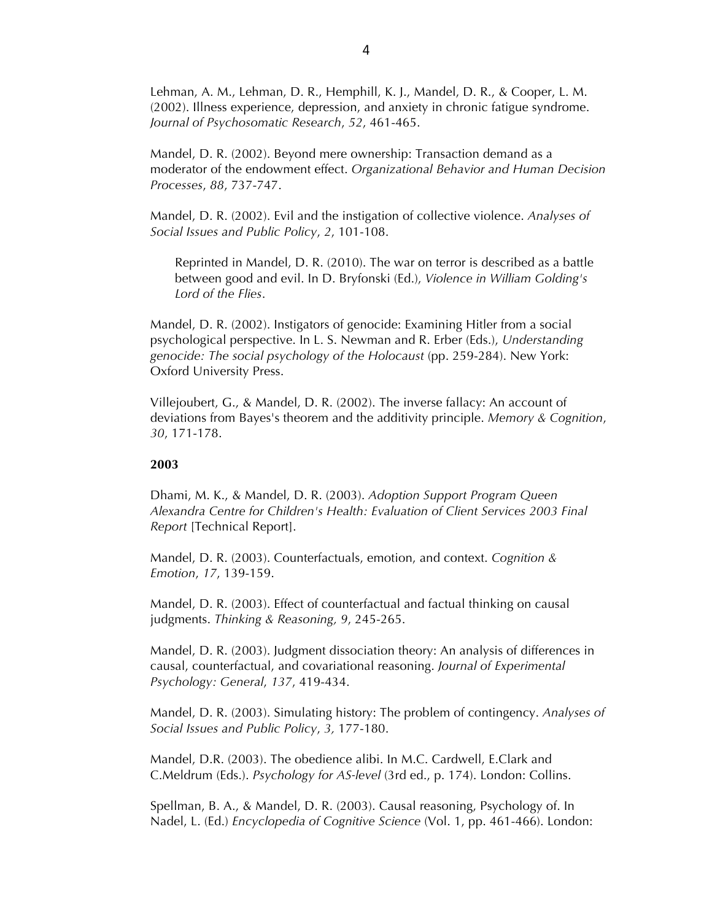Lehman, A. M., Lehman, D. R., Hemphill, K. J., Mandel, D. R., & Cooper, L. M. (2002). Illness experience, depression, and anxiety in chronic fatigue syndrome. *Journal of Psychosomatic Research*, *52*, 461-465.

Mandel, D. R. (2002). Beyond mere ownership: Transaction demand as a moderator of the endowment effect. *Organizational Behavior and Human Decision Processes*, *88*, 737-747.

Mandel, D. R. (2002). Evil and the instigation of collective violence. *Analyses of Social Issues and Public Policy*, *2*, 101-108.

> Reprinted in Mandel, D. R. (2010). The war on terror is described as a battle between good and evil. In D. Bryfonski (Ed.), *Violence in William Golding's Lord of the Flies*.

Mandel, D. R. (2002). Instigators of genocide: Examining Hitler from a social psychological perspective. In L. S. Newman and R. Erber (Eds.), *Understanding genocide: The social psychology of the Holocaust* (pp. 259-284). New York: Oxford University Press.

Villejoubert, G., & Mandel, D. R. (2002). The inverse fallacy: An account of deviations from Bayes's theorem and the additivity principle. *Memory & Cognition*, *30*, 171-178.

**2003**

Dhami, M. K., & Mandel, D. R. (2003). *Adoption Support Program Queen Alexandra Centre for Children's Health: Evaluation of Client Services 2003 Final Report* [Technical Report].

Mandel, D. R. (2003). Counterfactuals, emotion, and context. *Cognition & Emotion*, *17*, 139-159.

Mandel, D. R. (2003). Effect of counterfactual and factual thinking on causal judgments. *Thinking & Reasoning, 9*, 245-265.

Mandel, D. R. (2003). Judgment dissociation theory: An analysis of differences in causal, counterfactual, and covariational reasoning. *Journal of Experimental Psychology: General*, *137*, 419-434.

Mandel, D. R. (2003). Simulating history: The problem of contingency. *Analyses of Social Issues and Public Policy*, *3,* 177-180.

Mandel, D.R. (2003). The obedience alibi. In M.C. Cardwell, E.Clark and C.Meldrum (Eds.). *Psychology for AS-level* (3rd ed., p. 174). London: Collins.

Spellman, B. A., & Mandel, D. R. (2003). Causal reasoning, Psychology of. In Nadel, L. (Ed.) *Encyclopedia of Cognitive Science* (Vol. 1, pp. 461-466). London: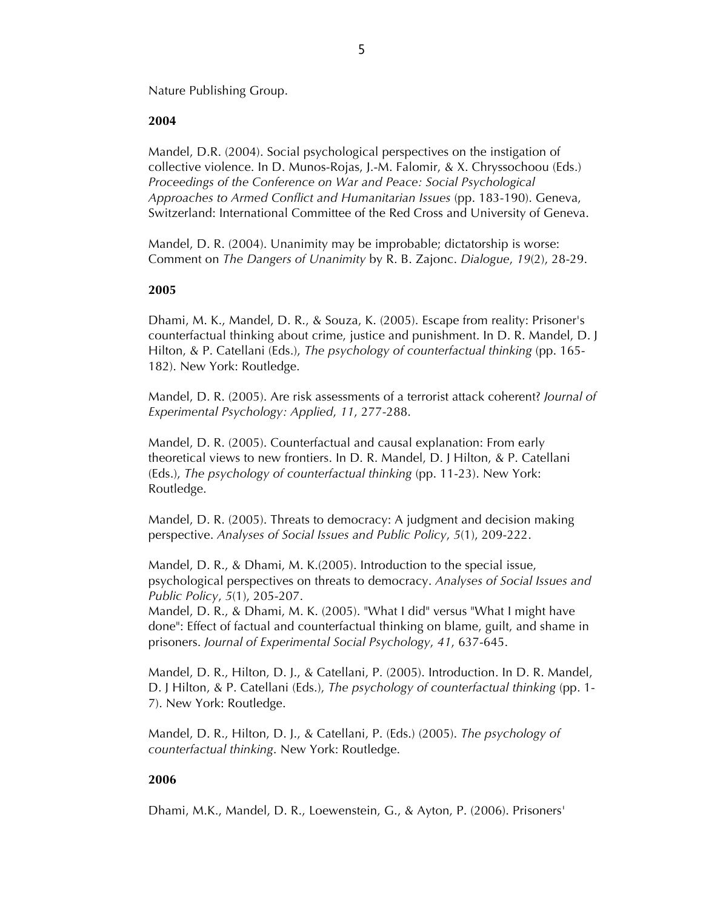Nature Publishing Group.

**2004**

Mandel, D.R. (2004). Social psychological perspectives on the instigation of collective violence. In D. Munos-Rojas, J.-M. Falomir, & X. Chryssochoou (Eds.) *Proceedings of the Conference on War and Peace: Social Psychological Approaches to Armed Conflict and Humanitarian Issues* (pp. 183-190). Geneva, Switzerland: International Committee of the Red Cross and University of Geneva.

Mandel, D. R. (2004). Unanimity may be improbable; dictatorship is worse: Comment on *The Dangers of Unanimity* by R. B. Zajonc. *Dialogue*, *19*(2), 28-29.

**2005**

Dhami, M. K., Mandel, D. R., & Souza, K. (2005). Escape from reality: Prisoner's counterfactual thinking about crime, justice and punishment. In D. R. Mandel, D. J Hilton, & P. Catellani (Eds.), *The psychology of counterfactual thinking* (pp. 165-182). New York: Routledge.

Mandel, D. R. (2005). Are risk assessments of a terrorist attack coherent? *Journal of Experimental Psychology: Applied*, *11*, 277-288.

Mandel, D. R. (2005). Counterfactual and causal explanation: From early theoretical views to new frontiers. In D. R. Mandel, D. J Hilton, & P. Catellani (Eds.), *The psychology of counterfactual thinking* (pp. 11-23). New York: Routledge.

Mandel, D. R. (2005). Threats to democracy: A judgment and decision making perspective. *Analyses of Social Issues and Public Policy*, *5*(1), 209-222.

Mandel, D. R., & Dhami, M. K.(2005). Introduction to the special issue, psychological perspectives on threats to democracy. *Analyses of Social Issues and Public Policy*, *5*(1), 205-207.

Mandel, D. R., & Dhami, M. K. (2005). "What I did" versus "What I might have done": Effect of factual and counterfactual thinking on blame, guilt, and shame in prisoners. *Journal of Experimental Social Psychology*, *41*, 637-645.

Mandel, D. R., Hilton, D. J., & Catellani, P. (2005). Introduction. In D. R. Mandel, D. J Hilton, & P. Catellani (Eds.), *The psychology of counterfactual thinking* (pp. 1-7). New York: Routledge.

Mandel, D. R., Hilton, D. J., & Catellani, P. (Eds.) (2005). *The psychology of counterfactual thinking*. New York: Routledge.

**2006**

Dhami, M.K., Mandel, D. R., Loewenstein, G., & Ayton, P. (2006). Prisoners'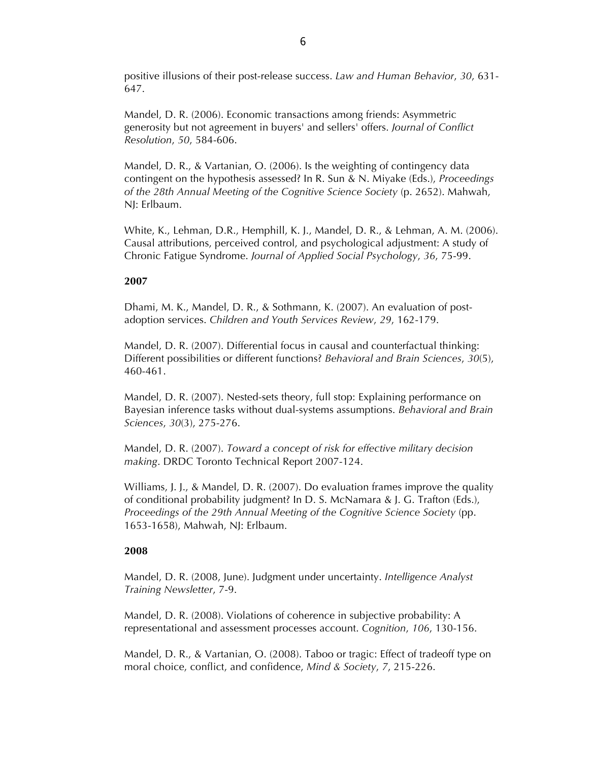positive illusions of their post-release success. *Law and Human Behavior*, *30*, 631-647.

Mandel, D. R. (2006). Economic transactions among friends: Asymmetric generosity but not agreement in buyers' and sellers' offers. *Journal of Conflict Resolution*, *50*, 584-606.

Mandel, D. R., & Vartanian, O. (2006). Is the weighting of contingency data contingent on the hypothesis assessed? In R. Sun & N. Miyake (Eds.), *Proceedings of the 28th Annual Meeting of the Cognitive Science Society* (p. 2652). Mahwah, NJ: Erlbaum.

White, K., Lehman, D.R., Hemphill, K. J., Mandel, D. R., & Lehman, A. M. (2006). Causal attributions, perceived control, and psychological adjustment: A study of Chronic Fatigue Syndrome. *Journal of Applied Social Psychology*, *36*, 75-99.

**2007**

Dhami, M. K., Mandel, D. R., & Sothmann, K. (2007). An evaluation of post-adoption services. *Children and Youth Services Review*, *29*, 162-179.

Mandel, D. R. (2007). Differential focus in causal and counterfactual thinking: Different possibilities or different functions? *Behavioral and Brain Sciences*, *30*(5), 460-461.

Mandel, D. R. (2007). Nested-sets theory, full stop: Explaining performance on Bayesian inference tasks without dual-systems assumptions. *Behavioral and Brain Sciences*, *30*(3), 275-276.

Mandel, D. R. (2007). *Toward a concept of risk for effective military decision making*. DRDC Toronto Technical Report 2007-124.

Williams, J. J., & Mandel, D. R. (2007). Do evaluation frames improve the quality of conditional probability judgment? In D. S. McNamara & J. G. Trafton (Eds.), *Proceedings of the 29th Annual Meeting of the Cognitive Science Society* (pp. 1653-1658), Mahwah, NJ: Erlbaum.

**2008**

Mandel, D. R. (2008, June). Judgment under uncertainty. *Intelligence Analyst Training Newsletter*, 7-9.

Mandel, D. R. (2008). Violations of coherence in subjective probability: A representational and assessment processes account. *Cognition*, *106*, 130-156.

Mandel, D. R., & Vartanian, O. (2008). Taboo or tragic: Effect of tradeoff type on moral choice, conflict, and confidence, *Mind & Society*, *7*, 215-226.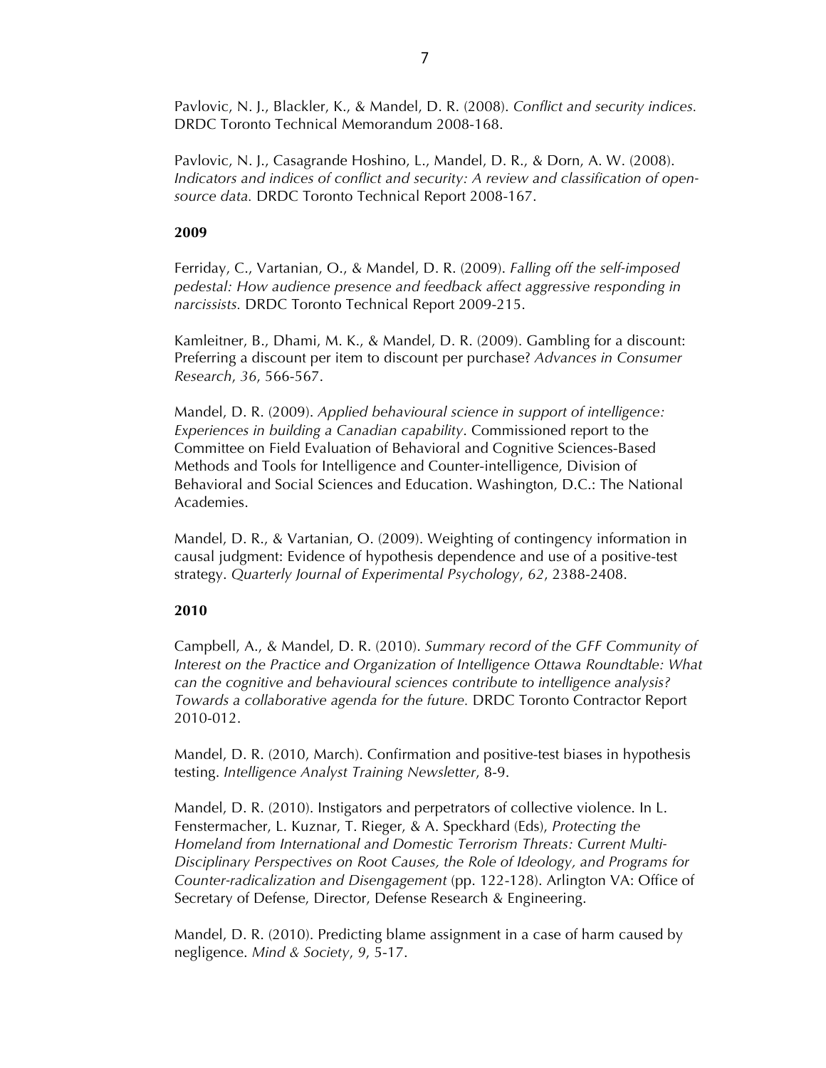Pavlovic, N. J., Blackler, K., & Mandel, D. R. (2008). *Conflict and security indices.* DRDC Toronto Technical Memorandum 2008-168.

Pavlovic, N. J., Casagrande Hoshino, L., Mandel, D. R., & Dorn, A. W. (2008). *Indicators and indices of conflict and security: A review and classification of open-source data.* DRDC Toronto Technical Report 2008-167.

**2009**

Ferriday, C., Vartanian, O., & Mandel, D. R. (2009). *Falling off the self-imposed pedestal: How audience presence and feedback affect aggressive responding in narcissists.* DRDC Toronto Technical Report 2009-215.

Kamleitner, B., Dhami, M. K., & Mandel, D. R. (2009). Gambling for a discount: Preferring a discount per item to discount per purchase? *Advances in Consumer Research*, *36*, 566-567.

Mandel, D. R. (2009). *Applied behavioural science in support of intelligence: Experiences in building a Canadian capability*. Commissioned report to the Committee on Field Evaluation of Behavioral and Cognitive Sciences-Based Methods and Tools for Intelligence and Counter-intelligence, Division of Behavioral and Social Sciences and Education. Washington, D.C.: The National Academies.

Mandel, D. R., & Vartanian, O. (2009). Weighting of contingency information in causal judgment: Evidence of hypothesis dependence and use of a positive-test strategy. *Quarterly Journal of Experimental Psychology*, *62*, 2388-2408.

**2010**

Campbell, A., & Mandel, D. R. (2010). *Summary record of the GFF Community of Interest on the Practice and Organization of Intelligence Ottawa Roundtable: What can the cognitive and behavioural sciences contribute to intelligence analysis? Towards a collaborative agenda for the future.* DRDC Toronto Contractor Report 2010-012.

Mandel, D. R. (2010, March). Confirmation and positive-test biases in hypothesis testing. *Intelligence Analyst Training Newsletter*, 8-9.

Mandel, D. R. (2010). Instigators and perpetrators of collective violence. In L. Fenstermacher, L. Kuznar, T. Rieger, & A. Speckhard (Eds), *Protecting the Homeland from International and Domestic Terrorism Threats: Current Multi-Disciplinary Perspectives on Root Causes, the Role of Ideology, and Programs for Counter-radicalization and Disengagement* (pp. 122-128). Arlington VA: Office of Secretary of Defense, Director, Defense Research & Engineering.

Mandel, D. R. (2010). Predicting blame assignment in a case of harm caused by negligence. *Mind & Society*, *9*, 5-17.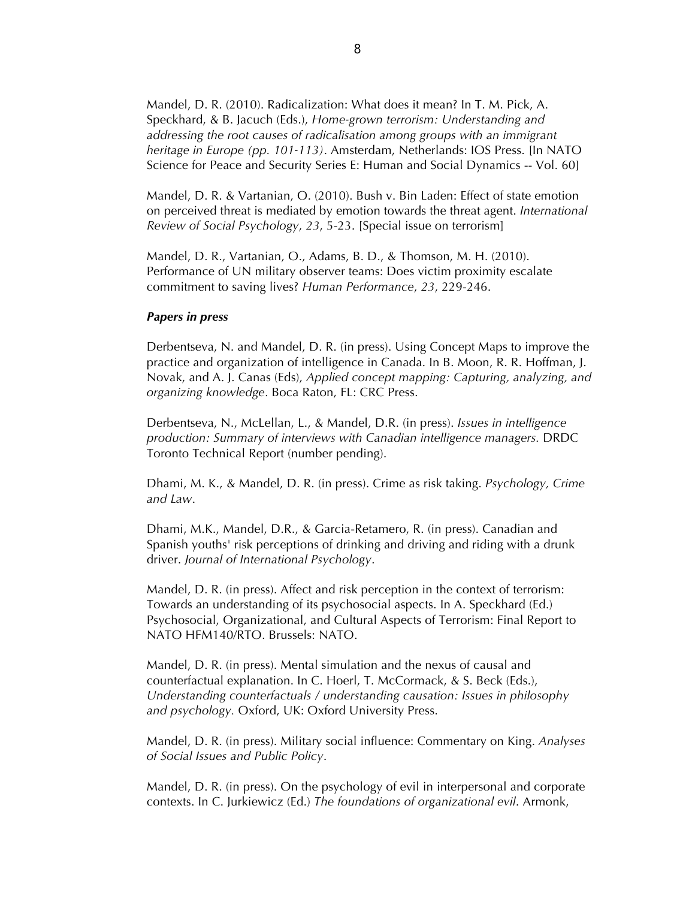Mandel, D. R. (2010). Radicalization: What does it mean? In T. M. Pick, A. Speckhard, & B. Jacuch (Eds.), *Home-grown terrorism: Understanding and addressing the root causes of radicalisation among groups with an immigrant heritage in Europe (pp. 101-113)*. Amsterdam, Netherlands: IOS Press. [In NATO Science for Peace and Security Series E: Human and Social Dynamics -- Vol. 60]

Mandel, D. R. & Vartanian, O. (2010). Bush v. Bin Laden: Effect of state emotion on perceived threat is mediated by emotion towards the threat agent. *International Review of Social Psychology*, *23*, 5-23. [Special issue on terrorism]

Mandel, D. R., Vartanian, O., Adams, B. D., & Thomson, M. H. (2010). Performance of UN military observer teams: Does victim proximity escalate commitment to saving lives? *Human Performance*, *23*, 229-246.

***Papers in press***

Derbentseva, N. and Mandel, D. R. (in press). Using Concept Maps to improve the practice and organization of intelligence in Canada. In B. Moon, R. R. Hoffman, J. Novak, and A. J. Canas (Eds), *Applied concept mapping: Capturing, analyzing, and organizing knowledge*. Boca Raton, FL: CRC Press.

Derbentseva, N., McLellan, L., & Mandel, D.R. (in press). *Issues in intelligence production: Summary of interviews with Canadian intelligence managers.* DRDC Toronto Technical Report (number pending).

Dhami, M. K., & Mandel, D. R. (in press). Crime as risk taking. *Psychology, Crime and Law*.

Dhami, M.K., Mandel, D.R., & Garcia-Retamero, R. (in press). Canadian and Spanish youths' risk perceptions of drinking and driving and riding with a drunk driver. *Journal of International Psychology*.

Mandel, D. R. (in press). Affect and risk perception in the context of terrorism: Towards an understanding of its psychosocial aspects. In A. Speckhard (Ed.) Psychosocial, Organizational, and Cultural Aspects of Terrorism: Final Report to NATO HFM140/RTO. Brussels: NATO.

Mandel, D. R. (in press). Mental simulation and the nexus of causal and counterfactual explanation. In C. Hoerl, T. McCormack, & S. Beck (Eds.), *Understanding counterfactuals / understanding causation: Issues in philosophy and psychology.* Oxford, UK: Oxford University Press.

Mandel, D. R. (in press). Military social influence: Commentary on King. *Analyses of Social Issues and Public Policy*.

Mandel, D. R. (in press). On the psychology of evil in interpersonal and corporate contexts. In C. Jurkiewicz (Ed.) *The foundations of organizational evil*. Armonk,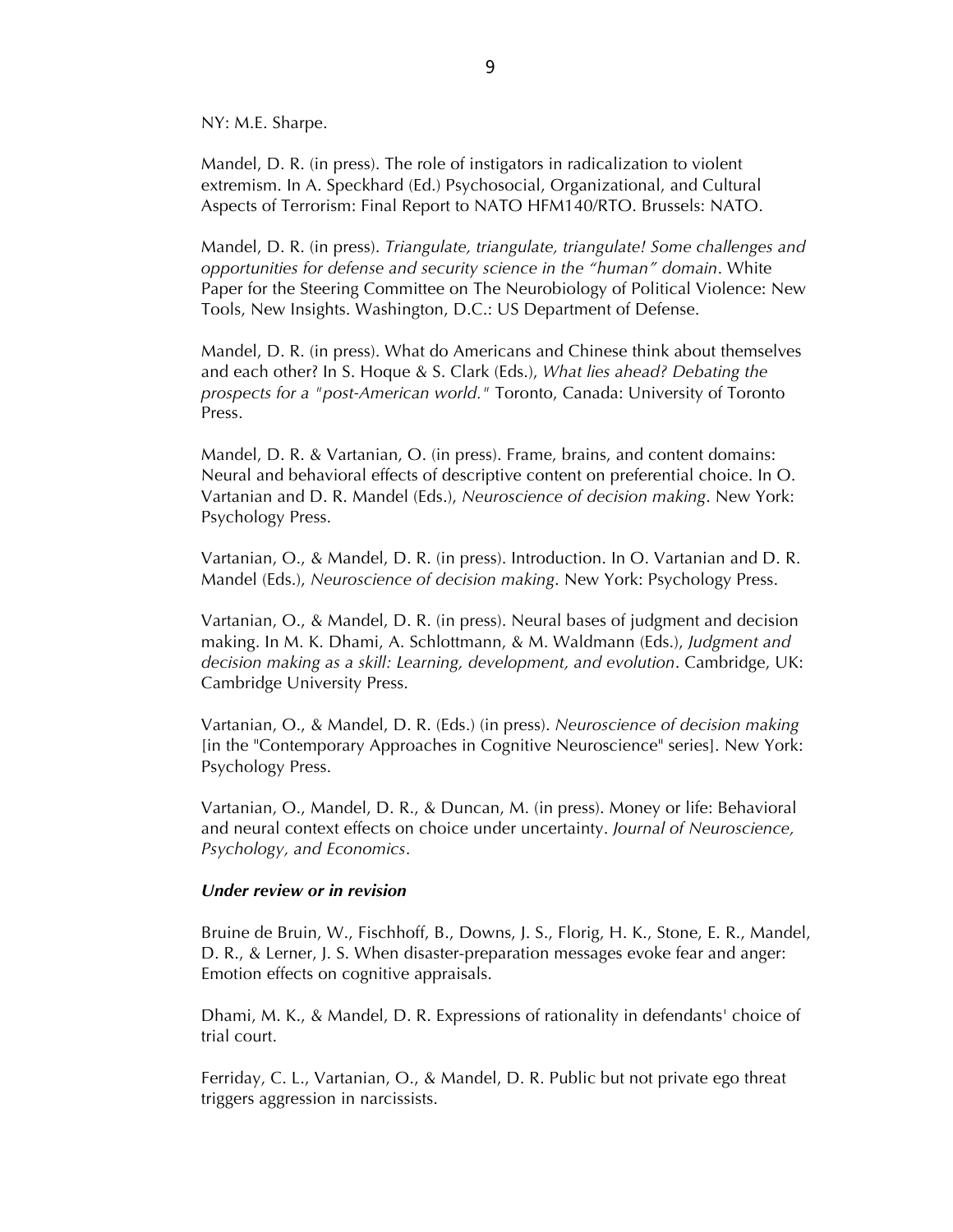NY: M.E. Sharpe.

Mandel, D. R. (in press). The role of instigators in radicalization to violent extremism. In A. Speckhard (Ed.) Psychosocial, Organizational, and Cultural Aspects of Terrorism: Final Report to NATO HFM140/RTO. Brussels: NATO.

Mandel, D. R. (in press). *Triangulate, triangulate, triangulate! Some challenges and opportunities for defense and security science in the "human" domain*. White Paper for the Steering Committee on The Neurobiology of Political Violence: New Tools, New Insights. Washington, D.C.: US Department of Defense.

Mandel, D. R. (in press). What do Americans and Chinese think about themselves and each other? In S. Hoque & S. Clark (Eds.), *What lies ahead? Debating the prospects for a "post-American world."* Toronto, Canada: University of Toronto Press.

Mandel, D. R. & Vartanian, O. (in press). Frame, brains, and content domains: Neural and behavioral effects of descriptive content on preferential choice. In O. Vartanian and D. R. Mandel (Eds.), *Neuroscience of decision making*. New York: Psychology Press.

Vartanian, O., & Mandel, D. R. (in press). Introduction. In O. Vartanian and D. R. Mandel (Eds.), *Neuroscience of decision making*. New York: Psychology Press.

Vartanian, O., & Mandel, D. R. (in press). Neural bases of judgment and decision making. In M. K. Dhami, A. Schlottmann, & M. Waldmann (Eds.), *Judgment and decision making as a skill: Learning, development, and evolution*. Cambridge, UK: Cambridge University Press.

Vartanian, O., & Mandel, D. R. (Eds.) (in press). *Neuroscience of decision making* [in the "Contemporary Approaches in Cognitive Neuroscience" series]. New York: Psychology Press.

Vartanian, O., Mandel, D. R., & Duncan, M. (in press). Money or life: Behavioral and neural context effects on choice under uncertainty. *Journal of Neuroscience, Psychology, and Economics*.

***Under review or in revision***

Bruine de Bruin, W., Fischhoff, B., Downs, J. S., Florig, H. K., Stone, E. R., Mandel, D. R., & Lerner, J. S. When disaster-preparation messages evoke fear and anger: Emotion effects on cognitive appraisals.

Dhami, M. K., & Mandel, D. R. Expressions of rationality in defendants' choice of trial court.

Ferriday, C. L., Vartanian, O., & Mandel, D. R. Public but not private ego threat triggers aggression in narcissists.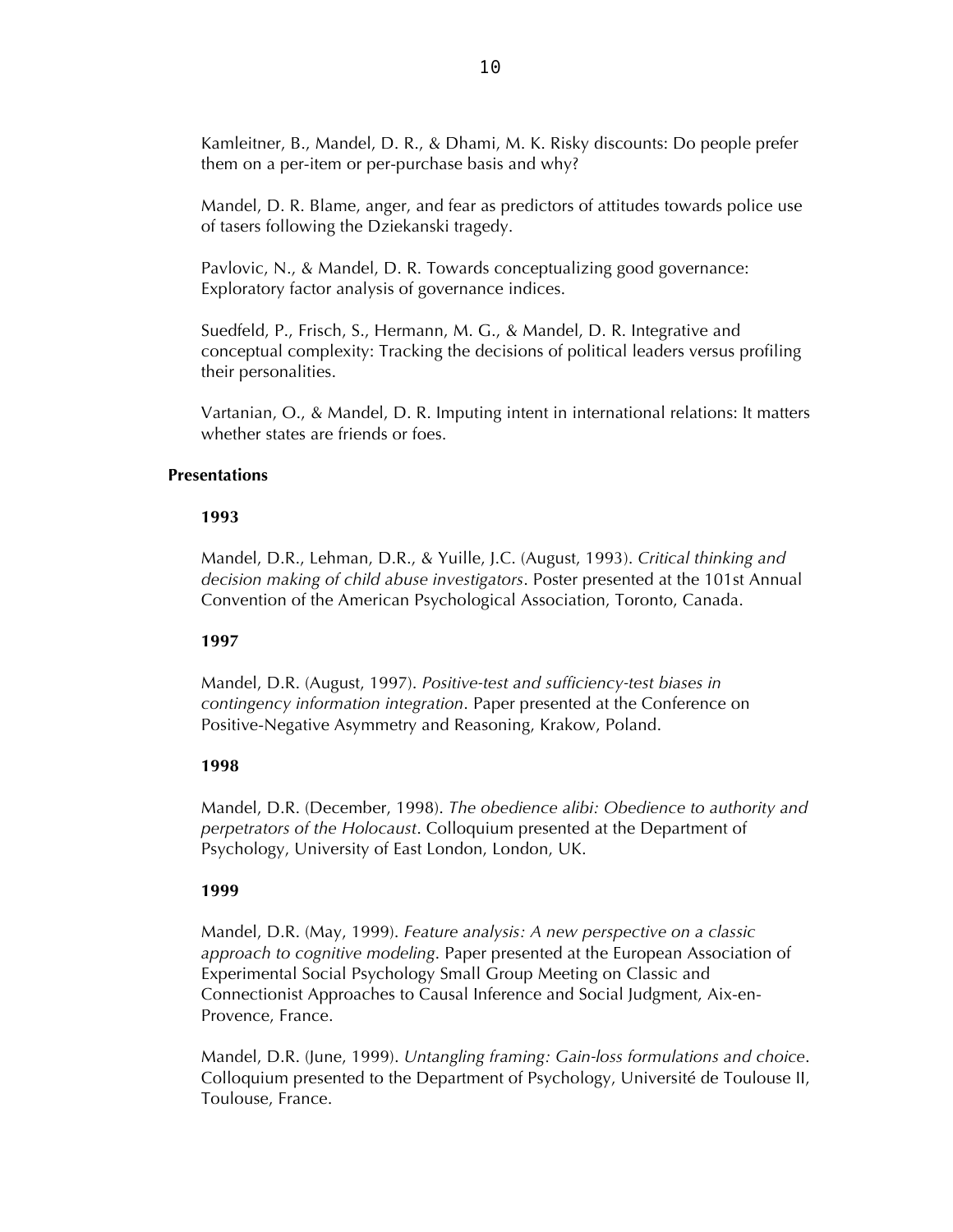Kamleitner, B., Mandel, D. R., & Dhami, M. K. Risky discounts: Do people prefer them on a per-item or per-purchase basis and why?

Mandel, D. R. Blame, anger, and fear as predictors of attitudes towards police use of tasers following the Dziekanski tragedy.

Pavlovic, N., & Mandel, D. R. Towards conceptualizing good governance: Exploratory factor analysis of governance indices.

Suedfeld, P., Frisch, S., Hermann, M. G., & Mandel, D. R. Integrative and conceptual complexity: Tracking the decisions of political leaders versus profiling their personalities.

Vartanian, O., & Mandel, D. R. Imputing intent in international relations: It matters whether states are friends or foes.

## Presentations

### 1993

Mandel, D.R., Lehman, D.R., & Yuille, J.C. (August, 1993). *Critical thinking and decision making of child abuse investigators*. Poster presented at the 101st Annual Convention of the American Psychological Association, Toronto, Canada.

### 1997

Mandel, D.R. (August, 1997). *Positive-test and sufficiency-test biases in contingency information integration*. Paper presented at the Conference on Positive-Negative Asymmetry and Reasoning, Krakow, Poland.

### 1998

Mandel, D.R. (December, 1998). *The obedience alibi: Obedience to authority and perpetrators of the Holocaust*. Colloquium presented at the Department of Psychology, University of East London, London, UK.

### 1999

Mandel, D.R. (May, 1999). *Feature analysis: A new perspective on a classic approach to cognitive modeling*. Paper presented at the European Association of Experimental Social Psychology Small Group Meeting on Classic and Connectionist Approaches to Causal Inference and Social Judgment, Aix-en-Provence, France.

Mandel, D.R. (June, 1999). *Untangling framing: Gain-loss formulations and choice*. Colloquium presented to the Department of Psychology, Université de Toulouse II, Toulouse, France.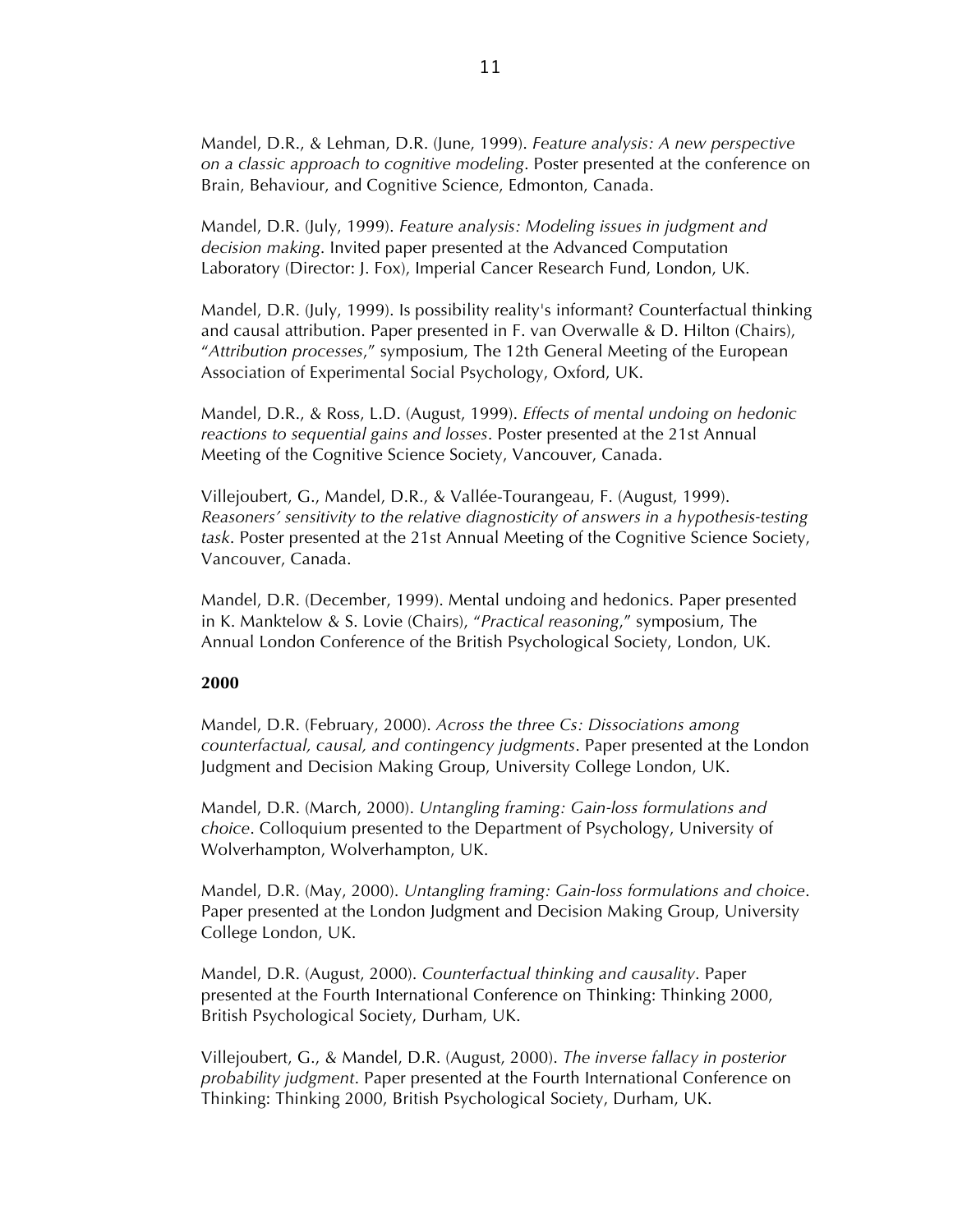Mandel, D.R., & Lehman, D.R. (June, 1999). *Feature analysis: A new perspective on a classic approach to cognitive modeling*. Poster presented at the conference on Brain, Behaviour, and Cognitive Science, Edmonton, Canada.

Mandel, D.R. (July, 1999). *Feature analysis: Modeling issues in judgment and decision making*. Invited paper presented at the Advanced Computation Laboratory (Director: J. Fox), Imperial Cancer Research Fund, London, UK.

Mandel, D.R. (July, 1999). Is possibility reality's informant? Counterfactual thinking and causal attribution. Paper presented in F. van Overwalle & D. Hilton (Chairs), "*Attribution processes*," symposium, The 12th General Meeting of the European Association of Experimental Social Psychology, Oxford, UK.

Mandel, D.R., & Ross, L.D. (August, 1999). *Effects of mental undoing on hedonic reactions to sequential gains and losses*. Poster presented at the 21st Annual Meeting of the Cognitive Science Society, Vancouver, Canada.

Villejoubert, G., Mandel, D.R., & Vallée-Tourangeau, F. (August, 1999). *Reasoners' sensitivity to the relative diagnosticity of answers in a hypothesis-testing task*. Poster presented at the 21st Annual Meeting of the Cognitive Science Society, Vancouver, Canada.

Mandel, D.R. (December, 1999). Mental undoing and hedonics. Paper presented in K. Manktelow & S. Lovie (Chairs), "*Practical reasoning*," symposium, The Annual London Conference of the British Psychological Society, London, UK.

**2000**

Mandel, D.R. (February, 2000). *Across the three Cs: Dissociations among counterfactual, causal, and contingency judgments*. Paper presented at the London Judgment and Decision Making Group, University College London, UK.

Mandel, D.R. (March, 2000). *Untangling framing: Gain-loss formulations and choice*. Colloquium presented to the Department of Psychology, University of Wolverhampton, Wolverhampton, UK.

Mandel, D.R. (May, 2000). *Untangling framing: Gain-loss formulations and choice*. Paper presented at the London Judgment and Decision Making Group, University College London, UK.

Mandel, D.R. (August, 2000). *Counterfactual thinking and causality*. Paper presented at the Fourth International Conference on Thinking: Thinking 2000, British Psychological Society, Durham, UK.

Villejoubert, G., & Mandel, D.R. (August, 2000). *The inverse fallacy in posterior probability judgment*. Paper presented at the Fourth International Conference on Thinking: Thinking 2000, British Psychological Society, Durham, UK.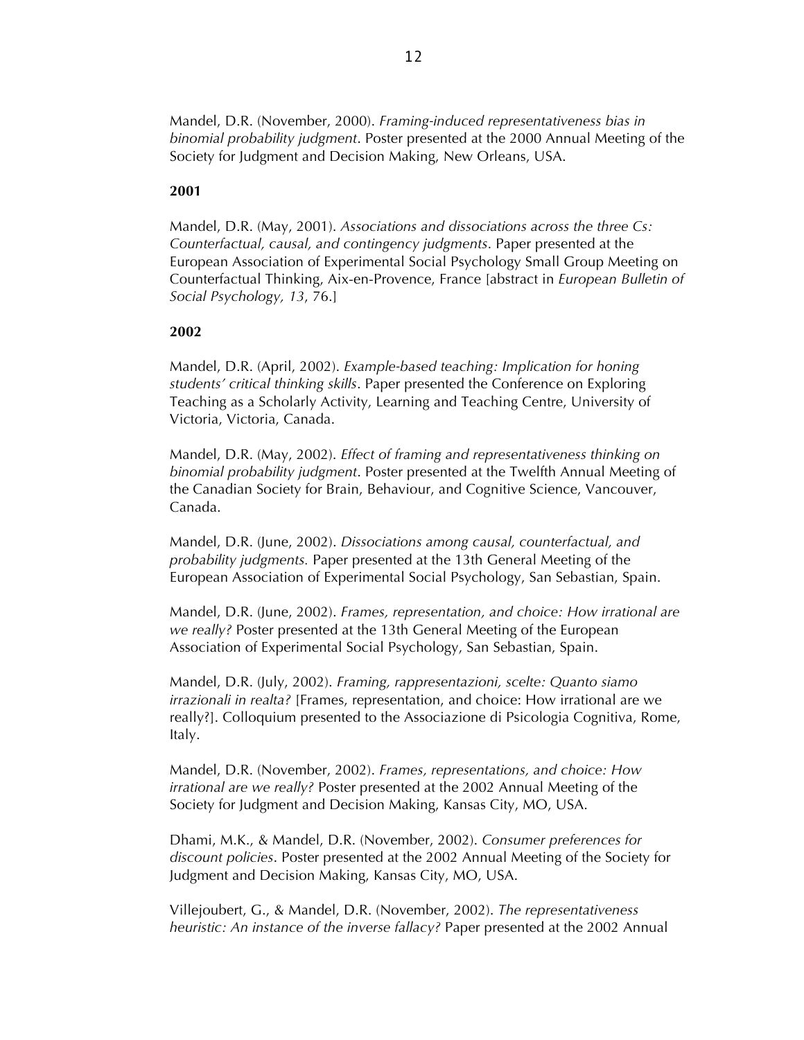Mandel, D.R. (November, 2000). *Framing-induced representativeness bias in binomial probability judgment*. Poster presented at the 2000 Annual Meeting of the Society for Judgment and Decision Making, New Orleans, USA.

**2001**

Mandel, D.R. (May, 2001). *Associations and dissociations across the three Cs: Counterfactual, causal, and contingency judgments*. Paper presented at the European Association of Experimental Social Psychology Small Group Meeting on Counterfactual Thinking, Aix-en-Provence, France [abstract in *European Bulletin of Social Psychology, 13*, 76.]

**2002**

Mandel, D.R. (April, 2002). *Example-based teaching: Implication for honing students' critical thinking skills*. Paper presented the Conference on Exploring Teaching as a Scholarly Activity, Learning and Teaching Centre, University of Victoria, Victoria, Canada.

Mandel, D.R. (May, 2002). *Effect of framing and representativeness thinking on binomial probability judgment*. Poster presented at the Twelfth Annual Meeting of the Canadian Society for Brain, Behaviour, and Cognitive Science, Vancouver, Canada.

Mandel, D.R. (June, 2002). *Dissociations among causal, counterfactual, and probability judgments.* Paper presented at the 13th General Meeting of the European Association of Experimental Social Psychology, San Sebastian, Spain.

Mandel, D.R. (June, 2002). *Frames, representation, and choice: How irrational are we really?* Poster presented at the 13th General Meeting of the European Association of Experimental Social Psychology, San Sebastian, Spain.

Mandel, D.R. (July, 2002). *Framing, rappresentazioni, scelte: Quanto siamo irrazionali in realta?* [Frames, representation, and choice: How irrational are we really?]. Colloquium presented to the Associazione di Psicologia Cognitiva, Rome, Italy.

Mandel, D.R. (November, 2002). *Frames, representations, and choice: How irrational are we really?* Poster presented at the 2002 Annual Meeting of the Society for Judgment and Decision Making, Kansas City, MO, USA.

Dhami, M.K., & Mandel, D.R. (November, 2002). *Consumer preferences for discount policies*. Poster presented at the 2002 Annual Meeting of the Society for Judgment and Decision Making, Kansas City, MO, USA.

Villejoubert, G., & Mandel, D.R. (November, 2002). *The representativeness heuristic: An instance of the inverse fallacy?* Paper presented at the 2002 Annual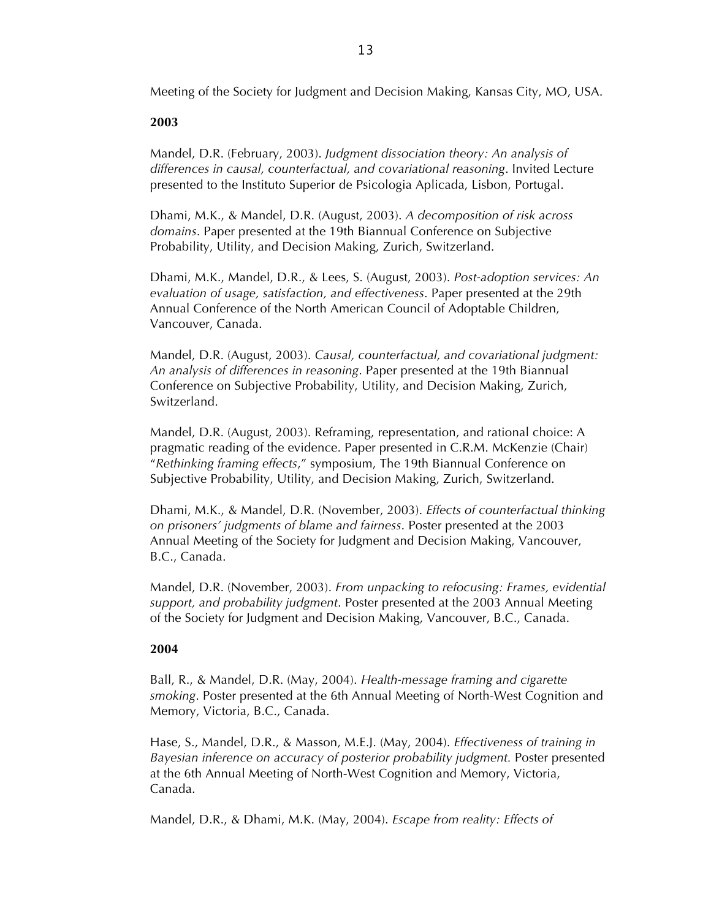Meeting of the Society for Judgment and Decision Making, Kansas City, MO, USA.

**2003**

Mandel, D.R. (February, 2003). *Judgment dissociation theory: An analysis of differences in causal, counterfactual, and covariational reasoning*. Invited Lecture presented to the Instituto Superior de Psicologia Aplicada, Lisbon, Portugal.

Dhami, M.K., & Mandel, D.R. (August, 2003). *A decomposition of risk across domains*. Paper presented at the 19th Biannual Conference on Subjective Probability, Utility, and Decision Making, Zurich, Switzerland.

Dhami, M.K., Mandel, D.R., & Lees, S. (August, 2003). *Post-adoption services: An evaluation of usage, satisfaction, and effectiveness*. Paper presented at the 29th Annual Conference of the North American Council of Adoptable Children, Vancouver, Canada.

Mandel, D.R. (August, 2003). *Causal, counterfactual, and covariational judgment: An analysis of differences in reasoning*. Paper presented at the 19th Biannual Conference on Subjective Probability, Utility, and Decision Making, Zurich, Switzerland.

Mandel, D.R. (August, 2003). Reframing, representation, and rational choice: A pragmatic reading of the evidence. Paper presented in C.R.M. McKenzie (Chair) "*Rethinking framing effects*," symposium, The 19th Biannual Conference on Subjective Probability, Utility, and Decision Making, Zurich, Switzerland.

Dhami, M.K., & Mandel, D.R. (November, 2003). *Effects of counterfactual thinking on prisoners' judgments of blame and fairness*. Poster presented at the 2003 Annual Meeting of the Society for Judgment and Decision Making, Vancouver, B.C., Canada.

Mandel, D.R. (November, 2003). *From unpacking to refocusing: Frames, evidential support, and probability judgment*. Poster presented at the 2003 Annual Meeting of the Society for Judgment and Decision Making, Vancouver, B.C., Canada.

**2004**

Ball, R., & Mandel, D.R. (May, 2004). *Health-message framing and cigarette smoking*. Poster presented at the 6th Annual Meeting of North-West Cognition and Memory, Victoria, B.C., Canada.

Hase, S., Mandel, D.R., & Masson, M.E.J. (May, 2004). *Effectiveness of training in Bayesian inference on accuracy of posterior probability judgment.* Poster presented at the 6th Annual Meeting of North-West Cognition and Memory, Victoria, Canada.

Mandel, D.R., & Dhami, M.K. (May, 2004). *Escape from reality: Effects of*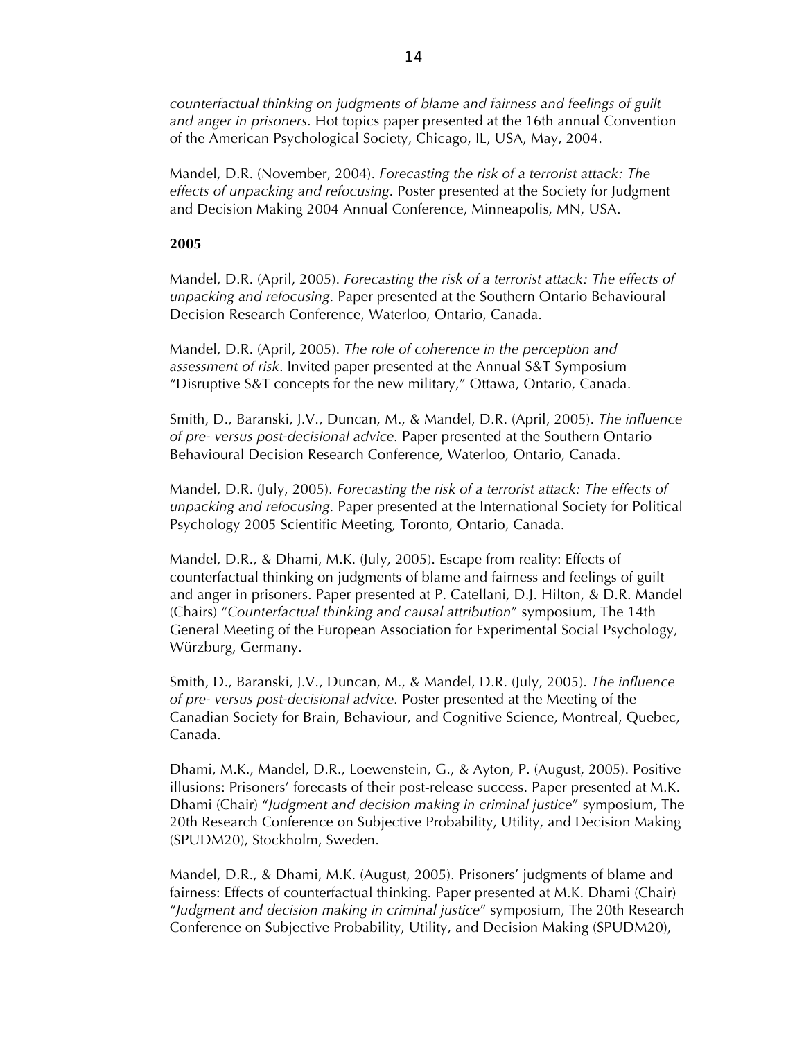*counterfactual thinking on judgments of blame and fairness and feelings of guilt and anger in prisoners*. Hot topics paper presented at the 16th annual Convention of the American Psychological Society, Chicago, IL, USA, May, 2004.

Mandel, D.R. (November, 2004). *Forecasting the risk of a terrorist attack: The effects of unpacking and refocusing*. Poster presented at the Society for Judgment and Decision Making 2004 Annual Conference, Minneapolis, MN, USA.

**2005**

Mandel, D.R. (April, 2005). *Forecasting the risk of a terrorist attack: The effects of unpacking and refocusing*. Paper presented at the Southern Ontario Behavioural Decision Research Conference, Waterloo, Ontario, Canada.

Mandel, D.R. (April, 2005). *The role of coherence in the perception and assessment of risk*. Invited paper presented at the Annual S&T Symposium "Disruptive S&T concepts for the new military," Ottawa, Ontario, Canada.

Smith, D., Baranski, J.V., Duncan, M., & Mandel, D.R. (April, 2005). *The influence of pre- versus post-decisional advice.* Paper presented at the Southern Ontario Behavioural Decision Research Conference, Waterloo, Ontario, Canada.

Mandel, D.R. (July, 2005). *Forecasting the risk of a terrorist attack: The effects of unpacking and refocusing*. Paper presented at the International Society for Political Psychology 2005 Scientific Meeting, Toronto, Ontario, Canada.

Mandel, D.R., & Dhami, M.K. (July, 2005). Escape from reality: Effects of counterfactual thinking on judgments of blame and fairness and feelings of guilt and anger in prisoners. Paper presented at P. Catellani, D.J. Hilton, & D.R. Mandel (Chairs) "*Counterfactual thinking and causal attribution*" symposium, The 14th General Meeting of the European Association for Experimental Social Psychology, Würzburg, Germany.

Smith, D., Baranski, J.V., Duncan, M., & Mandel, D.R. (July, 2005). *The influence of pre- versus post-decisional advice.* Poster presented at the Meeting of the Canadian Society for Brain, Behaviour, and Cognitive Science, Montreal, Quebec, Canada.

Dhami, M.K., Mandel, D.R., Loewenstein, G., & Ayton, P. (August, 2005). Positive illusions: Prisoners' forecasts of their post-release success. Paper presented at M.K. Dhami (Chair) "*Judgment and decision making in criminal justice*" symposium, The 20th Research Conference on Subjective Probability, Utility, and Decision Making (SPUDM20), Stockholm, Sweden.

Mandel, D.R., & Dhami, M.K. (August, 2005). Prisoners' judgments of blame and fairness: Effects of counterfactual thinking. Paper presented at M.K. Dhami (Chair) "*Judgment and decision making in criminal justice*" symposium, The 20th Research Conference on Subjective Probability, Utility, and Decision Making (SPUDM20),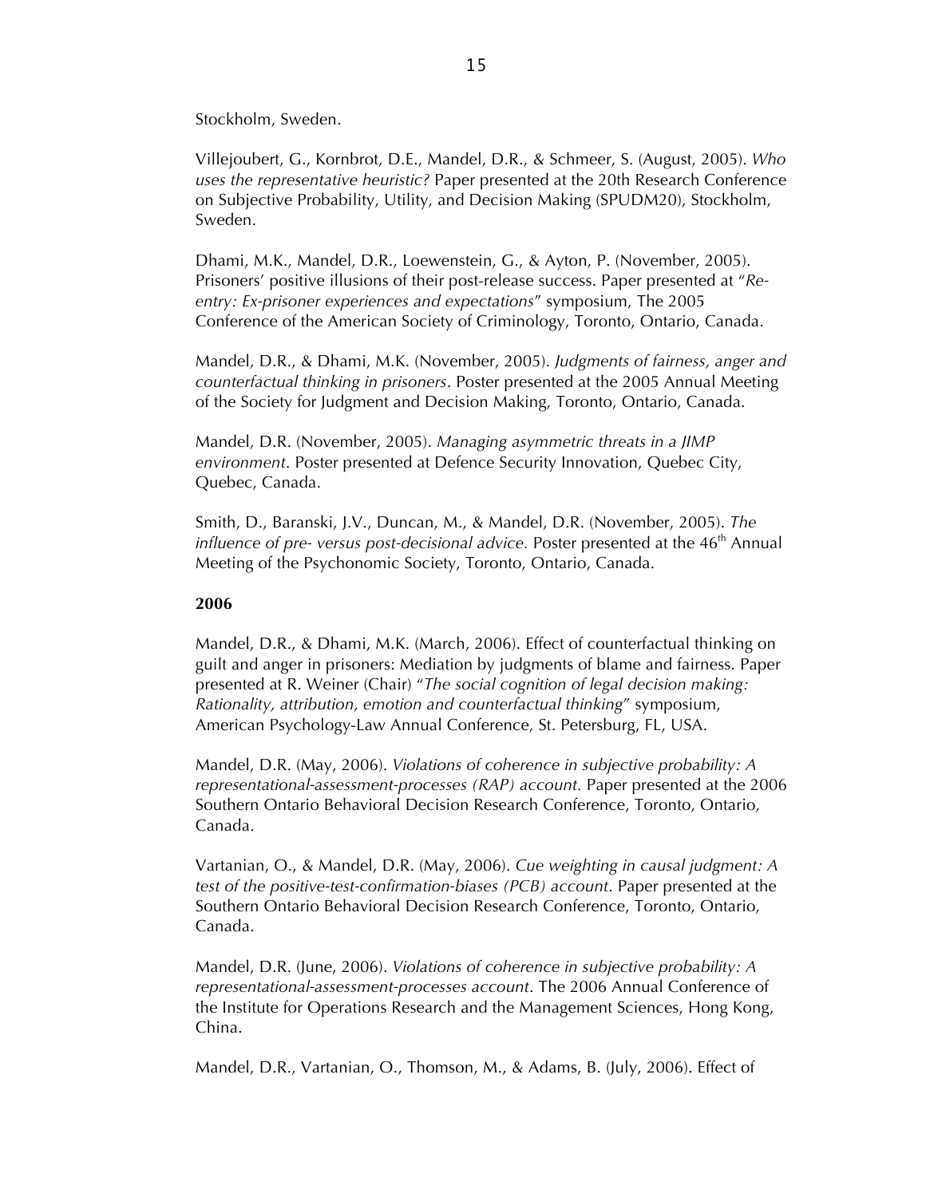Stockholm, Sweden.

Villejoubert, G., Kornbrot, D.E., Mandel, D.R., & Schmeer, S. (August, 2005). *Who uses the representative heuristic?* Paper presented at the 20th Research Conference on Subjective Probability, Utility, and Decision Making (SPUDM20), Stockholm, Sweden.

Dhami, M.K., Mandel, D.R., Loewenstein, G., & Ayton, P. (November, 2005). Prisoners' positive illusions of their post-release success. Paper presented at "*Re-entry: Ex-prisoner experiences and expectations*" symposium, The 2005 Conference of the American Society of Criminology, Toronto, Ontario, Canada.

Mandel, D.R., & Dhami, M.K. (November, 2005). *Judgments of fairness, anger and counterfactual thinking in prisoners*. Poster presented at the 2005 Annual Meeting of the Society for Judgment and Decision Making, Toronto, Ontario, Canada.

Mandel, D.R. (November, 2005). *Managing asymmetric threats in a JIMP environment*. Poster presented at Defence Security Innovation, Quebec City, Quebec, Canada.

Smith, D., Baranski, J.V., Duncan, M., & Mandel, D.R. (November, 2005). *The influence of pre- versus post-decisional advice.* Poster presented at the 46th Annual Meeting of the Psychonomic Society, Toronto, Ontario, Canada.

**2006**

Mandel, D.R., & Dhami, M.K. (March, 2006). Effect of counterfactual thinking on guilt and anger in prisoners: Mediation by judgments of blame and fairness. Paper presented at R. Weiner (Chair) "*The social cognition of legal decision making: Rationality, attribution, emotion and counterfactual thinking*" symposium, American Psychology-Law Annual Conference, St. Petersburg, FL, USA.

Mandel, D.R. (May, 2006). *Violations of coherence in subjective probability: A representational-assessment-processes (RAP) account.* Paper presented at the 2006 Southern Ontario Behavioral Decision Research Conference, Toronto, Ontario, Canada.

Vartanian, O., & Mandel, D.R. (May, 2006). *Cue weighting in causal judgment: A test of the positive-test-confirmation-biases (PCB) account*. Paper presented at the Southern Ontario Behavioral Decision Research Conference, Toronto, Ontario, Canada.

Mandel, D.R. (June, 2006). *Violations of coherence in subjective probability: A representational-assessment-processes account*. The 2006 Annual Conference of the Institute for Operations Research and the Management Sciences, Hong Kong, China.

Mandel, D.R., Vartanian, O., Thomson, M., & Adams, B. (July, 2006). Effect of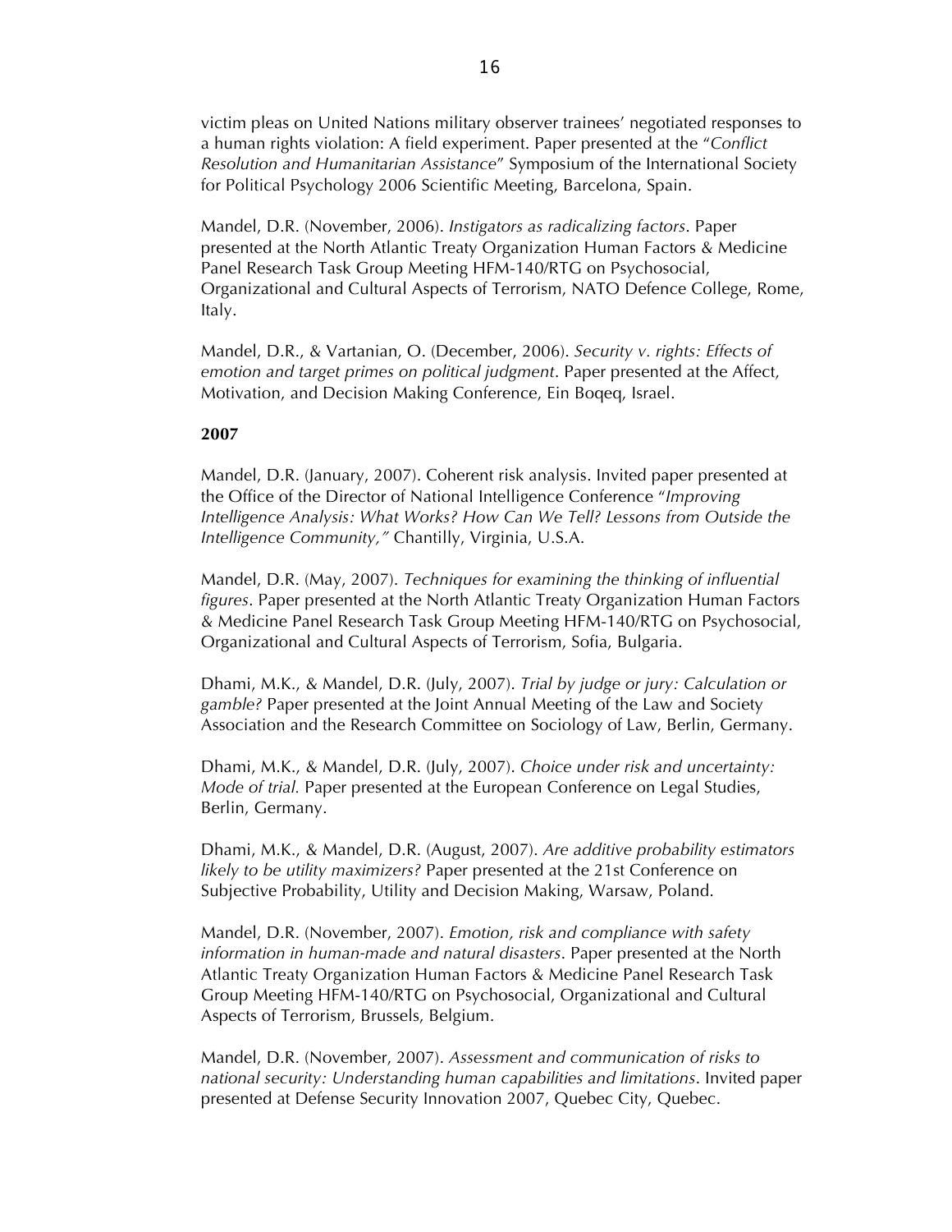victim pleas on United Nations military observer trainees' negotiated responses to a human rights violation: A field experiment. Paper presented at the "*Conflict Resolution and Humanitarian Assistance*" Symposium of the International Society for Political Psychology 2006 Scientific Meeting, Barcelona, Spain.

Mandel, D.R. (November, 2006). *Instigators as radicalizing factors*. Paper presented at the North Atlantic Treaty Organization Human Factors & Medicine Panel Research Task Group Meeting HFM-140/RTG on Psychosocial, Organizational and Cultural Aspects of Terrorism, NATO Defence College, Rome, Italy.

Mandel, D.R., & Vartanian, O. (December, 2006). *Security v. rights: Effects of emotion and target primes on political judgment*. Paper presented at the Affect, Motivation, and Decision Making Conference, Ein Boqeq, Israel.

**2007**

Mandel, D.R. (January, 2007). Coherent risk analysis. Invited paper presented at the Office of the Director of National Intelligence Conference "*Improving Intelligence Analysis: What Works? How Can We Tell? Lessons from Outside the Intelligence Community,"* Chantilly, Virginia, U.S.A.

Mandel, D.R. (May, 2007). *Techniques for examining the thinking of influential figures*. Paper presented at the North Atlantic Treaty Organization Human Factors & Medicine Panel Research Task Group Meeting HFM-140/RTG on Psychosocial, Organizational and Cultural Aspects of Terrorism, Sofia, Bulgaria.

Dhami, M.K., & Mandel, D.R. (July, 2007). *Trial by judge or jury: Calculation or gamble?* Paper presented at the Joint Annual Meeting of the Law and Society Association and the Research Committee on Sociology of Law, Berlin, Germany.

Dhami, M.K., & Mandel, D.R. (July, 2007). *Choice under risk and uncertainty: Mode of trial.* Paper presented at the European Conference on Legal Studies, Berlin, Germany.

Dhami, M.K., & Mandel, D.R. (August, 2007). *Are additive probability estimators likely to be utility maximizers?* Paper presented at the 21st Conference on Subjective Probability, Utility and Decision Making, Warsaw, Poland.

Mandel, D.R. (November, 2007). *Emotion, risk and compliance with safety information in human-made and natural disasters*. Paper presented at the North Atlantic Treaty Organization Human Factors & Medicine Panel Research Task Group Meeting HFM-140/RTG on Psychosocial, Organizational and Cultural Aspects of Terrorism, Brussels, Belgium.

Mandel, D.R. (November, 2007). *Assessment and communication of risks to national security: Understanding human capabilities and limitations*. Invited paper presented at Defense Security Innovation 2007, Quebec City, Quebec.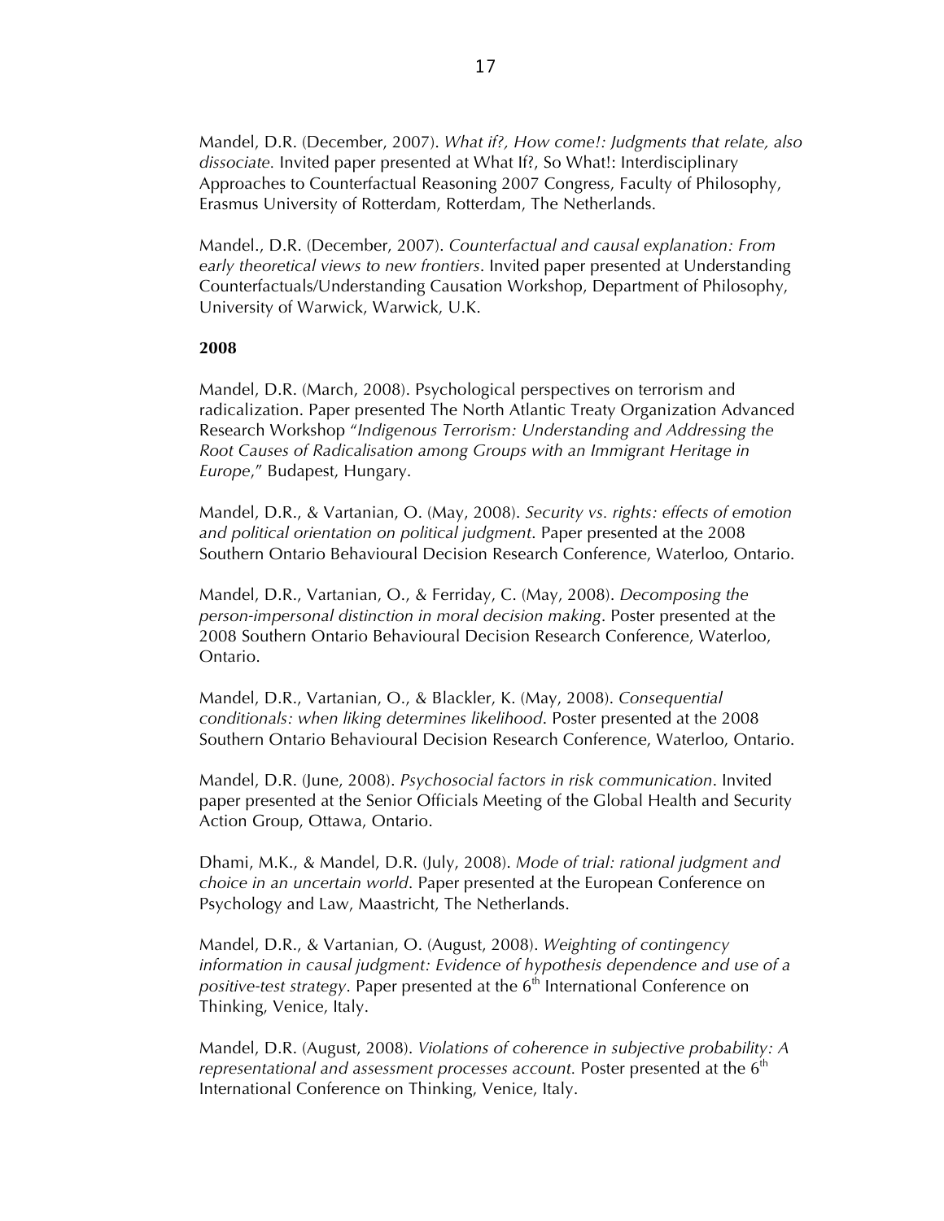Mandel, D.R. (December, 2007). *What if?, How come!: Judgments that relate, also dissociate.* Invited paper presented at What If?, So What!: Interdisciplinary Approaches to Counterfactual Reasoning 2007 Congress, Faculty of Philosophy, Erasmus University of Rotterdam, Rotterdam, The Netherlands.

Mandel., D.R. (December, 2007). *Counterfactual and causal explanation: From early theoretical views to new frontiers*. Invited paper presented at Understanding Counterfactuals/Understanding Causation Workshop, Department of Philosophy, University of Warwick, Warwick, U.K.

**2008**

Mandel, D.R. (March, 2008). Psychological perspectives on terrorism and radicalization. Paper presented The North Atlantic Treaty Organization Advanced Research Workshop "*Indigenous Terrorism: Understanding and Addressing the Root Causes of Radicalisation among Groups with an Immigrant Heritage in Europe*," Budapest, Hungary.

Mandel, D.R., & Vartanian, O. (May, 2008). *Security vs. rights: effects of emotion and political orientation on political judgment*. Paper presented at the 2008 Southern Ontario Behavioural Decision Research Conference, Waterloo, Ontario.

Mandel, D.R., Vartanian, O., & Ferriday, C. (May, 2008). *Decomposing the person-impersonal distinction in moral decision making*. Poster presented at the 2008 Southern Ontario Behavioural Decision Research Conference, Waterloo, Ontario.

Mandel, D.R., Vartanian, O., & Blackler, K. (May, 2008). *Consequential conditionals: when liking determines likelihood*. Poster presented at the 2008 Southern Ontario Behavioural Decision Research Conference, Waterloo, Ontario.

Mandel, D.R. (June, 2008). *Psychosocial factors in risk communication*. Invited paper presented at the Senior Officials Meeting of the Global Health and Security Action Group, Ottawa, Ontario.

Dhami, M.K., & Mandel, D.R. (July, 2008). *Mode of trial: rational judgment and choice in an uncertain world*. Paper presented at the European Conference on Psychology and Law, Maastricht, The Netherlands.

Mandel, D.R., & Vartanian, O. (August, 2008). *Weighting of contingency information in causal judgment: Evidence of hypothesis dependence and use of a positive-test strategy*. Paper presented at the 6th International Conference on Thinking, Venice, Italy.

Mandel, D.R. (August, 2008). *Violations of coherence in subjective probability: A representational and assessment processes account.* Poster presented at the 6th International Conference on Thinking, Venice, Italy.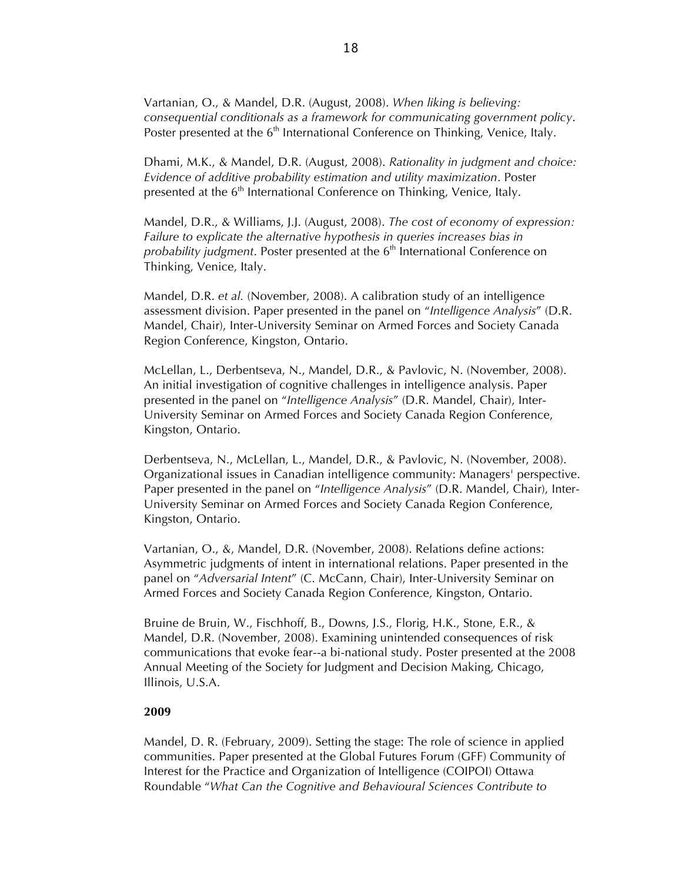Vartanian, O., & Mandel, D.R. (August, 2008). *When liking is believing: consequential conditionals as a framework for communicating government policy*. Poster presented at the 6th International Conference on Thinking, Venice, Italy.

Dhami, M.K., & Mandel, D.R. (August, 2008). *Rationality in judgment and choice: Evidence of additive probability estimation and utility maximization*. Poster presented at the 6th International Conference on Thinking, Venice, Italy.

Mandel, D.R., & Williams, J.J. (August, 2008). *The cost of economy of expression: Failure to explicate the alternative hypothesis in queries increases bias in probability judgment*. Poster presented at the 6th International Conference on Thinking, Venice, Italy.

Mandel, D.R. *et al.* (November, 2008). A calibration study of an intelligence assessment division. Paper presented in the panel on "*Intelligence Analysis*" (D.R. Mandel, Chair), Inter-University Seminar on Armed Forces and Society Canada Region Conference, Kingston, Ontario.

McLellan, L., Derbentseva, N., Mandel, D.R., & Pavlovic, N. (November, 2008). An initial investigation of cognitive challenges in intelligence analysis. Paper presented in the panel on "*Intelligence Analysis*" (D.R. Mandel, Chair), Inter-University Seminar on Armed Forces and Society Canada Region Conference, Kingston, Ontario.

Derbentseva, N., McLellan, L., Mandel, D.R., & Pavlovic, N. (November, 2008). Organizational issues in Canadian intelligence community: Managers' perspective. Paper presented in the panel on "*Intelligence Analysis*" (D.R. Mandel, Chair), Inter-University Seminar on Armed Forces and Society Canada Region Conference, Kingston, Ontario.

Vartanian, O., &, Mandel, D.R. (November, 2008). Relations define actions: Asymmetric judgments of intent in international relations. Paper presented in the panel on "*Adversarial Intent*" (C. McCann, Chair), Inter-University Seminar on Armed Forces and Society Canada Region Conference, Kingston, Ontario.

Bruine de Bruin, W., Fischhoff, B., Downs, J.S., Florig, H.K., Stone, E.R., & Mandel, D.R. (November, 2008). Examining unintended consequences of risk communications that evoke fear--a bi-national study. Poster presented at the 2008 Annual Meeting of the Society for Judgment and Decision Making, Chicago, Illinois, U.S.A.

**2009**

Mandel, D. R. (February, 2009). Setting the stage: The role of science in applied communities. Paper presented at the Global Futures Forum (GFF) Community of Interest for the Practice and Organization of Intelligence (COIPOI) Ottawa Roundable "*What Can the Cognitive and Behavioural Sciences Contribute to*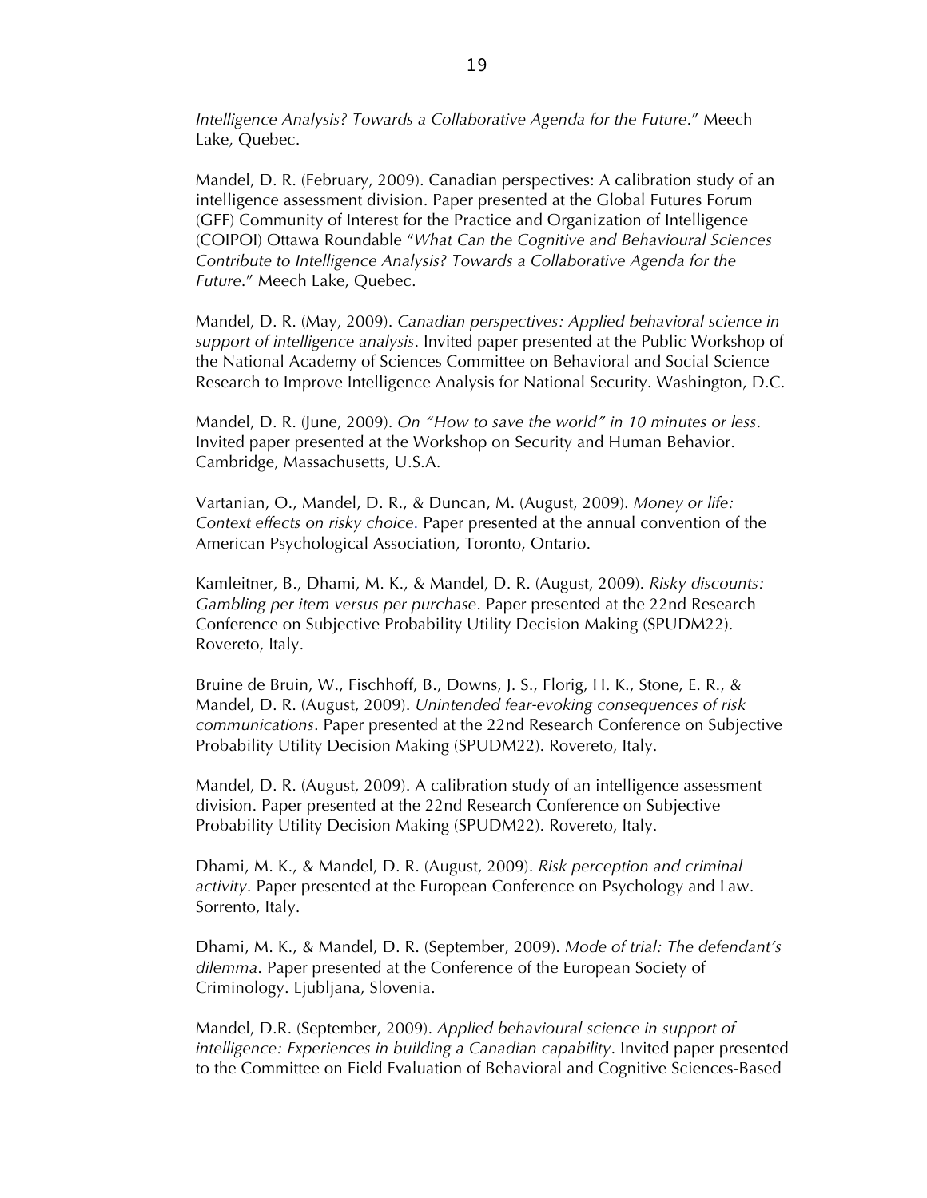*Intelligence Analysis? Towards a Collaborative Agenda for the Future*." Meech Lake, Quebec.

Mandel, D. R. (February, 2009). Canadian perspectives: A calibration study of an intelligence assessment division. Paper presented at the Global Futures Forum (GFF) Community of Interest for the Practice and Organization of Intelligence (COIPOI) Ottawa Roundable "*What Can the Cognitive and Behavioural Sciences Contribute to Intelligence Analysis? Towards a Collaborative Agenda for the Future*." Meech Lake, Quebec.

Mandel, D. R. (May, 2009). *Canadian perspectives: Applied behavioral science in support of intelligence analysis*. Invited paper presented at the Public Workshop of the National Academy of Sciences Committee on Behavioral and Social Science Research to Improve Intelligence Analysis for National Security. Washington, D.C.

Mandel, D. R. (June, 2009). *On "How to save the world" in 10 minutes or less*. Invited paper presented at the Workshop on Security and Human Behavior. Cambridge, Massachusetts, U.S.A.

Vartanian, O., Mandel, D. R., & Duncan, M. (August, 2009). *Money or life: Context effects on risky choice*. Paper presented at the annual convention of the American Psychological Association, Toronto, Ontario.

Kamleitner, B., Dhami, M. K., & Mandel, D. R. (August, 2009). *Risky discounts: Gambling per item versus per purchase*. Paper presented at the 22nd Research Conference on Subjective Probability Utility Decision Making (SPUDM22). Rovereto, Italy.

Bruine de Bruin, W., Fischhoff, B., Downs, J. S., Florig, H. K., Stone, E. R., & Mandel, D. R. (August, 2009). *Unintended fear-evoking consequences of risk communications*. Paper presented at the 22nd Research Conference on Subjective Probability Utility Decision Making (SPUDM22). Rovereto, Italy.

Mandel, D. R. (August, 2009). A calibration study of an intelligence assessment division. Paper presented at the 22nd Research Conference on Subjective Probability Utility Decision Making (SPUDM22). Rovereto, Italy.

Dhami, M. K., & Mandel, D. R. (August, 2009). *Risk perception and criminal activity*. Paper presented at the European Conference on Psychology and Law. Sorrento, Italy.

Dhami, M. K., & Mandel, D. R. (September, 2009). *Mode of trial: The defendant's dilemma*. Paper presented at the Conference of the European Society of Criminology. Ljubljana, Slovenia.

Mandel, D.R. (September, 2009). *Applied behavioural science in support of intelligence: Experiences in building a Canadian capability*. Invited paper presented to the Committee on Field Evaluation of Behavioral and Cognitive Sciences-Based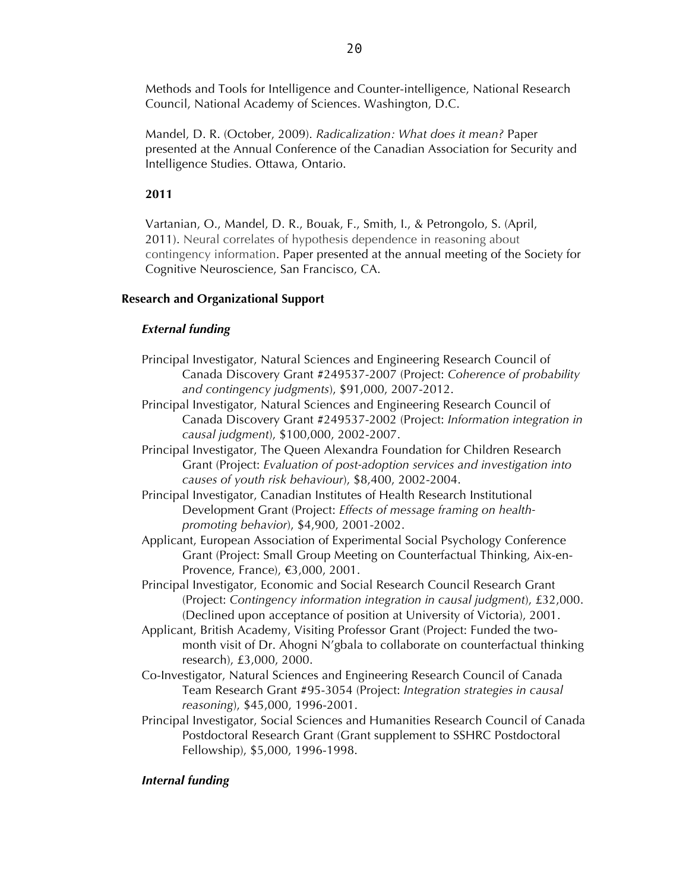Methods and Tools for Intelligence and Counter-intelligence, National Research Council, National Academy of Sciences. Washington, D.C.

Mandel, D. R. (October, 2009). *Radicalization: What does it mean?* Paper presented at the Annual Conference of the Canadian Association for Security and Intelligence Studies. Ottawa, Ontario.

**2011**

Vartanian, O., Mandel, D. R., Bouak, F., Smith, I., & Petrongolo, S. (April, 2011). Neural correlates of hypothesis dependence in reasoning about contingency information. Paper presented at the annual meeting of the Society for Cognitive Neuroscience, San Francisco, CA.

## Research and Organizational Support

### *External funding*

Principal Investigator, Natural Sciences and Engineering Research Council of Canada Discovery Grant #249537-2007 (Project: *Coherence of probability and contingency judgments*), $91,000, 2007-2012.

Principal Investigator, Natural Sciences and Engineering Research Council of Canada Discovery Grant #249537-2002 (Project: *Information integration in causal judgment*), $100,000, 2002-2007.

Principal Investigator, The Queen Alexandra Foundation for Children Research Grant (Project: *Evaluation of post-adoption services and investigation into causes of youth risk behaviour*), $8,400, 2002-2004.

Principal Investigator, Canadian Institutes of Health Research Institutional Development Grant (Project: *Effects of message framing on health-promoting behavior*), $4,900, 2001-2002.

Applicant, European Association of Experimental Social Psychology Conference Grant (Project: Small Group Meeting on Counterfactual Thinking, Aix-en-Provence, France), €3,000, 2001.

Principal Investigator, Economic and Social Research Council Research Grant (Project: *Contingency information integration in causal judgment*), £32,000. (Declined upon acceptance of position at University of Victoria), 2001.

Applicant, British Academy, Visiting Professor Grant (Project: Funded the two-month visit of Dr. Ahogni N'gbala to collaborate on counterfactual thinking research), £3,000, 2000.

Co-Investigator, Natural Sciences and Engineering Research Council of Canada Team Research Grant #95-3054 (Project: *Integration strategies in causal reasoning*), $45,000, 1996-2001.

Principal Investigator, Social Sciences and Humanities Research Council of Canada Postdoctoral Research Grant (Grant supplement to SSHRC Postdoctoral Fellowship), $5,000, 1996-1998.

### *Internal funding*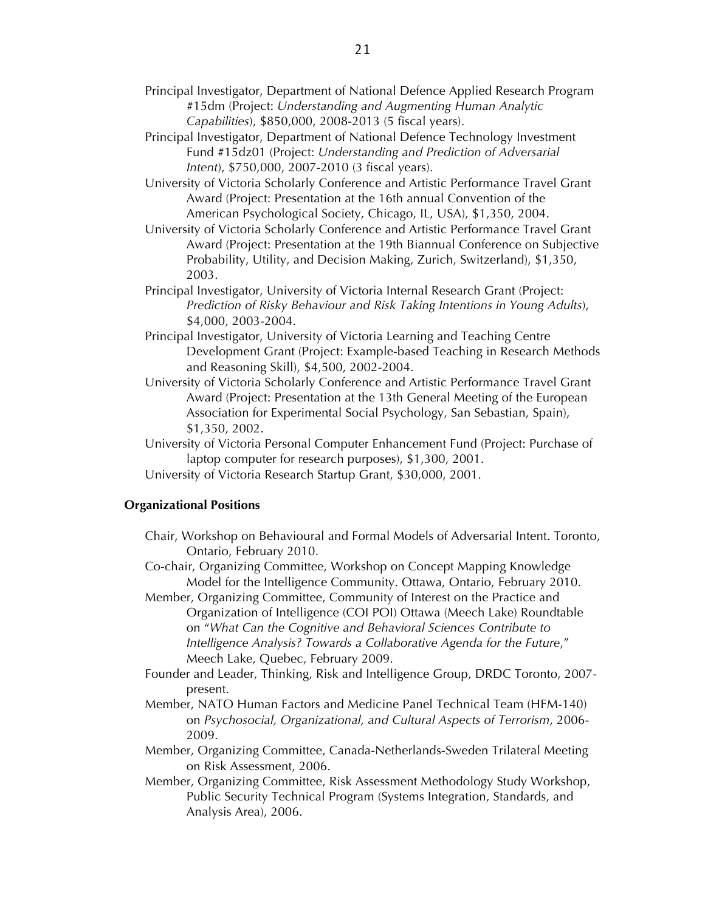Principal Investigator, Department of National Defence Applied Research Program #15dm (Project: *Understanding and Augmenting Human Analytic Capabilities*), $850,000, 2008-2013 (5 fiscal years).

Principal Investigator, Department of National Defence Technology Investment Fund #15dz01 (Project: *Understanding and Prediction of Adversarial Intent*), $750,000, 2007-2010 (3 fiscal years).

University of Victoria Scholarly Conference and Artistic Performance Travel Grant Award (Project: Presentation at the 16th annual Convention of the American Psychological Society, Chicago, IL, USA), $1,350, 2004.

University of Victoria Scholarly Conference and Artistic Performance Travel Grant Award (Project: Presentation at the 19th Biannual Conference on Subjective Probability, Utility, and Decision Making, Zurich, Switzerland), $1,350, 2003.

Principal Investigator, University of Victoria Internal Research Grant (Project: *Prediction of Risky Behaviour and Risk Taking Intentions in Young Adults*), $4,000, 2003-2004.

Principal Investigator, University of Victoria Learning and Teaching Centre Development Grant (Project: Example-based Teaching in Research Methods and Reasoning Skill), $4,500, 2002-2004.

University of Victoria Scholarly Conference and Artistic Performance Travel Grant Award (Project: Presentation at the 13th General Meeting of the European Association for Experimental Social Psychology, San Sebastian, Spain), $1,350, 2002.

University of Victoria Personal Computer Enhancement Fund (Project: Purchase of laptop computer for research purposes), $1,300, 2001.

University of Victoria Research Startup Grant, $30,000, 2001.

**Organizational Positions**

Chair, Workshop on Behavioural and Formal Models of Adversarial Intent. Toronto, Ontario, February 2010.

Co-chair, Organizing Committee, Workshop on Concept Mapping Knowledge Model for the Intelligence Community. Ottawa, Ontario, February 2010.

Member, Organizing Committee, Community of Interest on the Practice and Organization of Intelligence (COI POI) Ottawa (Meech Lake) Roundtable on "*What Can the Cognitive and Behavioral Sciences Contribute to Intelligence Analysis? Towards a Collaborative Agenda for the Future*," Meech Lake, Quebec, February 2009.

Founder and Leader, Thinking, Risk and Intelligence Group, DRDC Toronto, 2007-present.

Member, NATO Human Factors and Medicine Panel Technical Team (HFM-140) on *Psychosocial, Organizational, and Cultural Aspects of Terrorism*, 2006-2009.

Member, Organizing Committee, Canada-Netherlands-Sweden Trilateral Meeting on Risk Assessment, 2006.

Member, Organizing Committee, Risk Assessment Methodology Study Workshop, Public Security Technical Program (Systems Integration, Standards, and Analysis Area), 2006.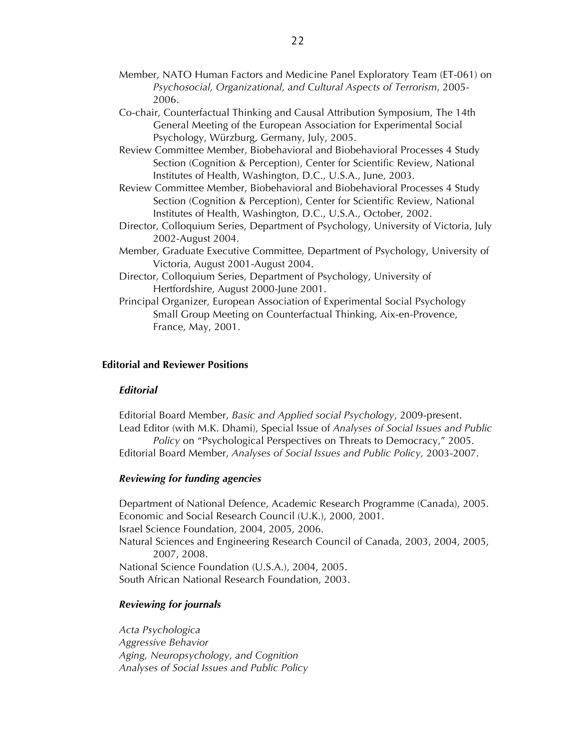Member, NATO Human Factors and Medicine Panel Exploratory Team (ET-061) on *Psychosocial, Organizational, and Cultural Aspects of Terrorism*, 2005-2006.

Co-chair, Counterfactual Thinking and Causal Attribution Symposium, The 14th General Meeting of the European Association for Experimental Social Psychology, Würzburg, Germany, July, 2005.

Review Committee Member, Biobehavioral and Biobehavioral Processes 4 Study Section (Cognition & Perception), Center for Scientific Review, National Institutes of Health, Washington, D.C., U.S.A., June, 2003.

Review Committee Member, Biobehavioral and Biobehavioral Processes 4 Study Section (Cognition & Perception), Center for Scientific Review, National Institutes of Health, Washington, D.C., U.S.A., October, 2002.

Director, Colloquium Series, Department of Psychology, University of Victoria, July 2002-August 2004.

Member, Graduate Executive Committee, Department of Psychology, University of Victoria, August 2001-August 2004.

Director, Colloquium Series, Department of Psychology, University of Hertfordshire, August 2000-June 2001.

Principal Organizer, European Association of Experimental Social Psychology Small Group Meeting on Counterfactual Thinking, Aix-en-Provence, France, May, 2001.

## Editorial and Reviewer Positions

### *Editorial*

Editorial Board Member, *Basic and Applied social Psychology*, 2009-present.

Lead Editor (with M.K. Dhami), Special Issue of *Analyses of Social Issues and Public Policy* on "Psychological Perspectives on Threats to Democracy," 2005.

Editorial Board Member, *Analyses of Social Issues and Public Policy,* 2003-2007.

### *Reviewing for funding agencies*

Department of National Defence, Academic Research Programme (Canada), 2005.

Economic and Social Research Council (U.K.), 2000, 2001.

Israel Science Foundation, 2004, 2005, 2006.

Natural Sciences and Engineering Research Council of Canada, 2003, 2004, 2005, 2007, 2008.

National Science Foundation (U.S.A.), 2004, 2005.

South African National Research Foundation, 2003.

### *Reviewing for journals*

*Acta Psychologica*

*Aggressive Behavior*

*Aging, Neuropsychology, and Cognition*

*Analyses of Social Issues and Public Policy*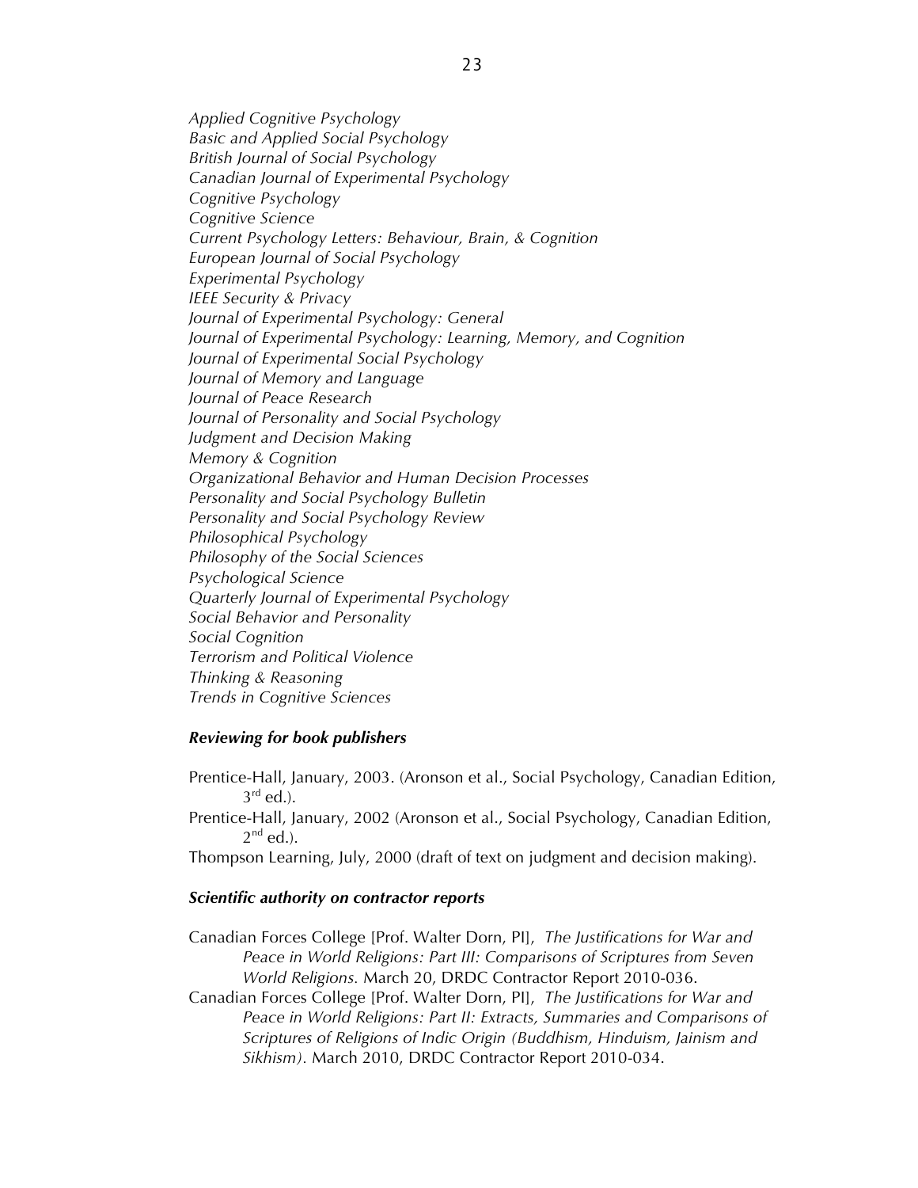*Applied Cognitive Psychology*
*Basic and Applied Social Psychology*
*British Journal of Social Psychology*
*Canadian Journal of Experimental Psychology*
*Cognitive Psychology*
*Cognitive Science*
*Current Psychology Letters: Behaviour, Brain, & Cognition*
*European Journal of Social Psychology*
*Experimental Psychology*
*IEEE Security & Privacy*
*Journal of Experimental Psychology: General*
*Journal of Experimental Psychology: Learning, Memory, and Cognition*
*Journal of Experimental Social Psychology*
*Journal of Memory and Language*
*Journal of Peace Research*
*Journal of Personality and Social Psychology*
*Judgment and Decision Making*
*Memory & Cognition*
*Organizational Behavior and Human Decision Processes*
*Personality and Social Psychology Bulletin*
*Personality and Social Psychology Review*
*Philosophical Psychology*
*Philosophy of the Social Sciences*
*Psychological Science*
*Quarterly Journal of Experimental Psychology*
*Social Behavior and Personality*
*Social Cognition*
*Terrorism and Political Violence*
*Thinking & Reasoning*
*Trends in Cognitive Sciences*

***Reviewing for book publishers***

Prentice-Hall, January, 2003. (Aronson et al., Social Psychology, Canadian Edition, 3rd ed.).
Prentice-Hall, January, 2002 (Aronson et al., Social Psychology, Canadian Edition, 2nd ed.).
Thompson Learning, July, 2000 (draft of text on judgment and decision making).

***Scientific authority on contractor reports***

Canadian Forces College [Prof. Walter Dorn, PI], *The Justifications for War and Peace in World Religions: Part III: Comparisons of Scriptures from Seven World Religions.* March 20, DRDC Contractor Report 2010-036.
Canadian Forces College [Prof. Walter Dorn, PI], *The Justifications for War and Peace in World Religions: Part II: Extracts, Summaries and Comparisons of Scriptures of Religions of Indic Origin (Buddhism, Hinduism, Jainism and Sikhism)*. March 2010, DRDC Contractor Report 2010-034.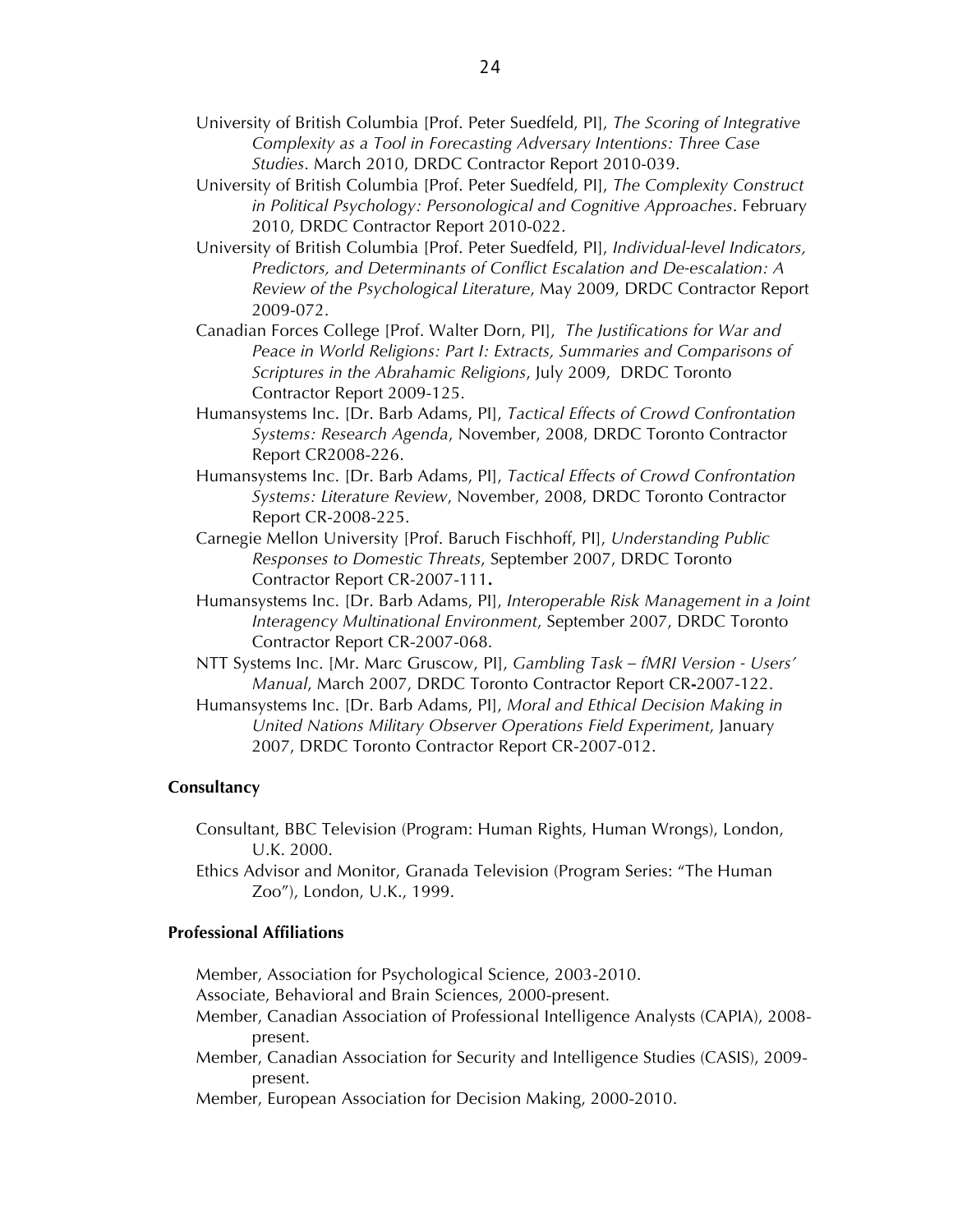University of British Columbia [Prof. Peter Suedfeld, PI], *The Scoring of Integrative Complexity as a Tool in Forecasting Adversary Intentions: Three Case Studies*. March 2010, DRDC Contractor Report 2010-039.

University of British Columbia [Prof. Peter Suedfeld, PI], *The Complexity Construct in Political Psychology: Personological and Cognitive Approaches*. February 2010, DRDC Contractor Report 2010-022.

University of British Columbia [Prof. Peter Suedfeld, PI], *Individual-level Indicators, Predictors, and Determinants of Conflict Escalation and De-escalation: A Review of the Psychological Literature*, May 2009, DRDC Contractor Report 2009-072.

Canadian Forces College [Prof. Walter Dorn, PI], *The Justifications for War and Peace in World Religions: Part I: Extracts, Summaries and Comparisons of Scriptures in the Abrahamic Religions*, July 2009, DRDC Toronto Contractor Report 2009-125.

Humansystems Inc. [Dr. Barb Adams, PI], *Tactical Effects of Crowd Confrontation Systems: Research Agenda*, November, 2008, DRDC Toronto Contractor Report CR2008-226.

Humansystems Inc. [Dr. Barb Adams, PI], *Tactical Effects of Crowd Confrontation Systems: Literature Review*, November, 2008, DRDC Toronto Contractor Report CR-2008-225.

Carnegie Mellon University [Prof. Baruch Fischhoff, PI], *Understanding Public Responses to Domestic Threats*, September 2007, DRDC Toronto Contractor Report CR-2007-111**.**

Humansystems Inc. [Dr. Barb Adams, PI], *Interoperable Risk Management in a Joint Interagency Multinational Environment*, September 2007, DRDC Toronto Contractor Report CR-2007-068.

NTT Systems Inc. [Mr. Marc Gruscow, PI], *Gambling Task – fMRI Version - Users' Manual*, March 2007, DRDC Toronto Contractor Report CR-2007-122.

Humansystems Inc. [Dr. Barb Adams, PI], *Moral and Ethical Decision Making in United Nations Military Observer Operations Field Experiment*, January 2007, DRDC Toronto Contractor Report CR-2007-012.

**Consultancy**

Consultant, BBC Television (Program: Human Rights, Human Wrongs), London, U.K. 2000.

Ethics Advisor and Monitor, Granada Television (Program Series: "The Human Zoo"), London, U.K., 1999.

**Professional Affiliations**

Member, Association for Psychological Science, 2003-2010.

Associate, Behavioral and Brain Sciences, 2000-present.

Member, Canadian Association of Professional Intelligence Analysts (CAPIA), 2008-present.

Member, Canadian Association for Security and Intelligence Studies (CASIS), 2009-present.

Member, European Association for Decision Making, 2000-2010.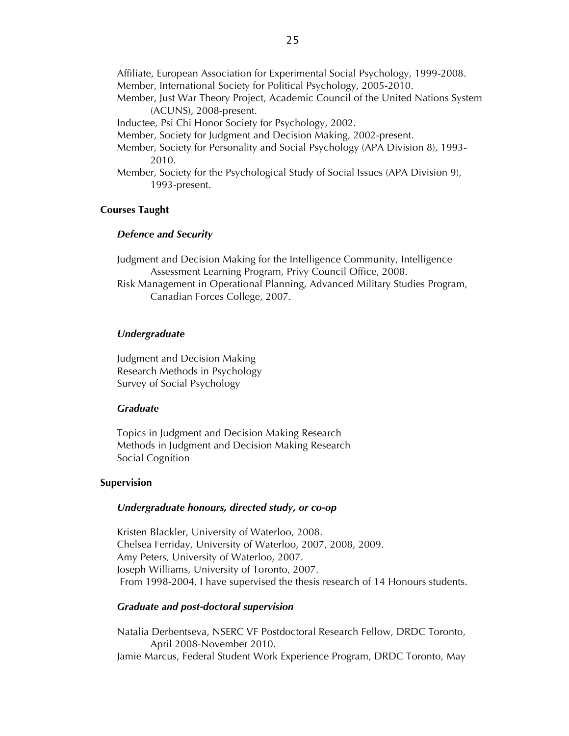Affiliate, European Association for Experimental Social Psychology, 1999-2008.
Member, International Society for Political Psychology, 2005-2010.
Member, Just War Theory Project, Academic Council of the United Nations System (ACUNS), 2008-present.
Inductee, Psi Chi Honor Society for Psychology, 2002.
Member, Society for Judgment and Decision Making, 2002-present.
Member, Society for Personality and Social Psychology (APA Division 8), 1993-2010.
Member, Society for the Psychological Study of Social Issues (APA Division 9), 1993-present.

**Courses Taught**

***Defence and Security***

Judgment and Decision Making for the Intelligence Community, Intelligence Assessment Learning Program, Privy Council Office, 2008.
Risk Management in Operational Planning, Advanced Military Studies Program, Canadian Forces College, 2007.

***Undergraduate***

Judgment and Decision Making
Research Methods in Psychology
Survey of Social Psychology

***Graduate***

Topics in Judgment and Decision Making Research
Methods in Judgment and Decision Making Research
Social Cognition

**Supervision**

***Undergraduate honours, directed study, or co-op***

Kristen Blackler, University of Waterloo, 2008.
Chelsea Ferriday, University of Waterloo, 2007, 2008, 2009.
Amy Peters, University of Waterloo, 2007.
Joseph Williams, University of Toronto, 2007.
From 1998-2004, I have supervised the thesis research of 14 Honours students.

***Graduate and post-doctoral supervision***

Natalia Derbentseva, NSERC VF Postdoctoral Research Fellow, DRDC Toronto, April 2008-November 2010.
Jamie Marcus, Federal Student Work Experience Program, DRDC Toronto, May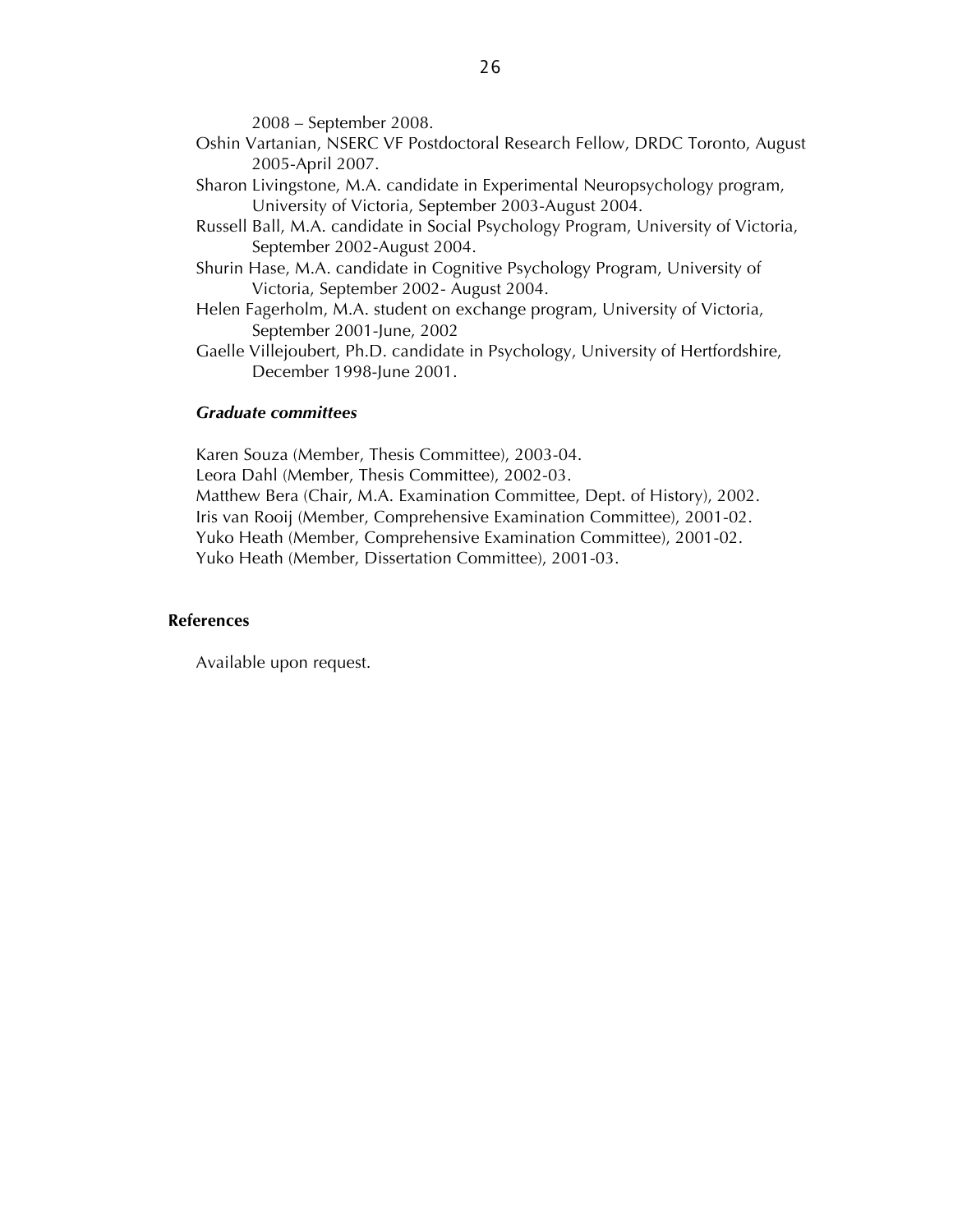2008 – September 2008.

Oshin Vartanian, NSERC VF Postdoctoral Research Fellow, DRDC Toronto, August 2005-April 2007.

Sharon Livingstone, M.A. candidate in Experimental Neuropsychology program, University of Victoria, September 2003-August 2004.

Russell Ball, M.A. candidate in Social Psychology Program, University of Victoria, September 2002-August 2004.

Shurin Hase, M.A. candidate in Cognitive Psychology Program, University of Victoria, September 2002- August 2004.

Helen Fagerholm, M.A. student on exchange program, University of Victoria, September 2001-June, 2002

Gaelle Villejoubert, Ph.D. candidate in Psychology, University of Hertfordshire, December 1998-June 2001.

### *Graduate committees*

Karen Souza (Member, Thesis Committee), 2003-04.
Leora Dahl (Member, Thesis Committee), 2002-03.
Matthew Bera (Chair, M.A. Examination Committee, Dept. of History), 2002.
Iris van Rooij (Member, Comprehensive Examination Committee), 2001-02.
Yuko Heath (Member, Comprehensive Examination Committee), 2001-02.
Yuko Heath (Member, Dissertation Committee), 2001-03.

## References

Available upon request.